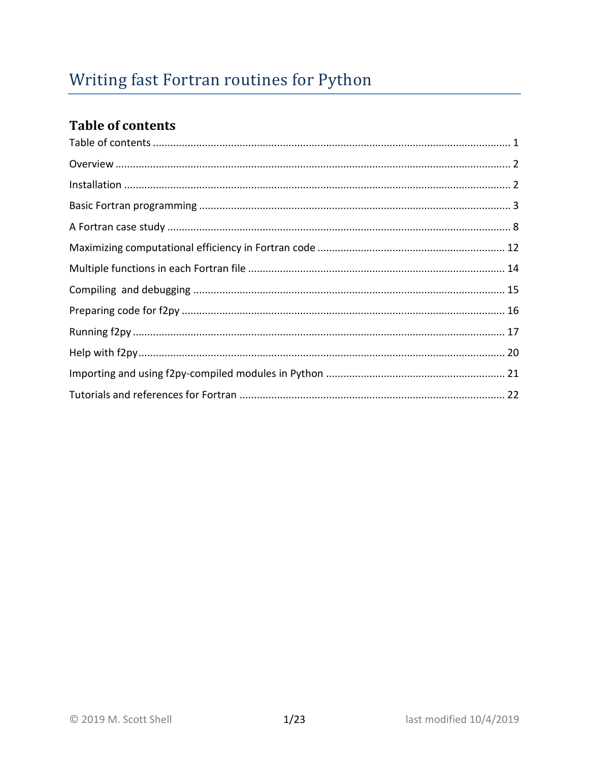# Writing fast Fortran routines for Python

## Table of contents

Table of contents ........................................................................................................................ 1

Overview ...................................................................................................................................... 2

Installation .................................................................................................................................. 2

Basic Fortran programming ........................................................................................................ 3

A Fortran case study ................................................................................................................... 8

Maximizing computational efficiency in Fortran code ............................................................... 12

Multiple functions in each Fortran file ...................................................................................... 14

Compiling  and debugging ......................................................................................................... 15

Preparing code for f2py ............................................................................................................. 16

Running f2py .............................................................................................................................. 17

Help with f2py ............................................................................................................................ 20

Importing and using f2py-compiled modules in Python ............................................................ 21

Tutorials and references for Fortran .......................................................................................... 22

© 2019 M. Scott Shell | last modified 10/4/2019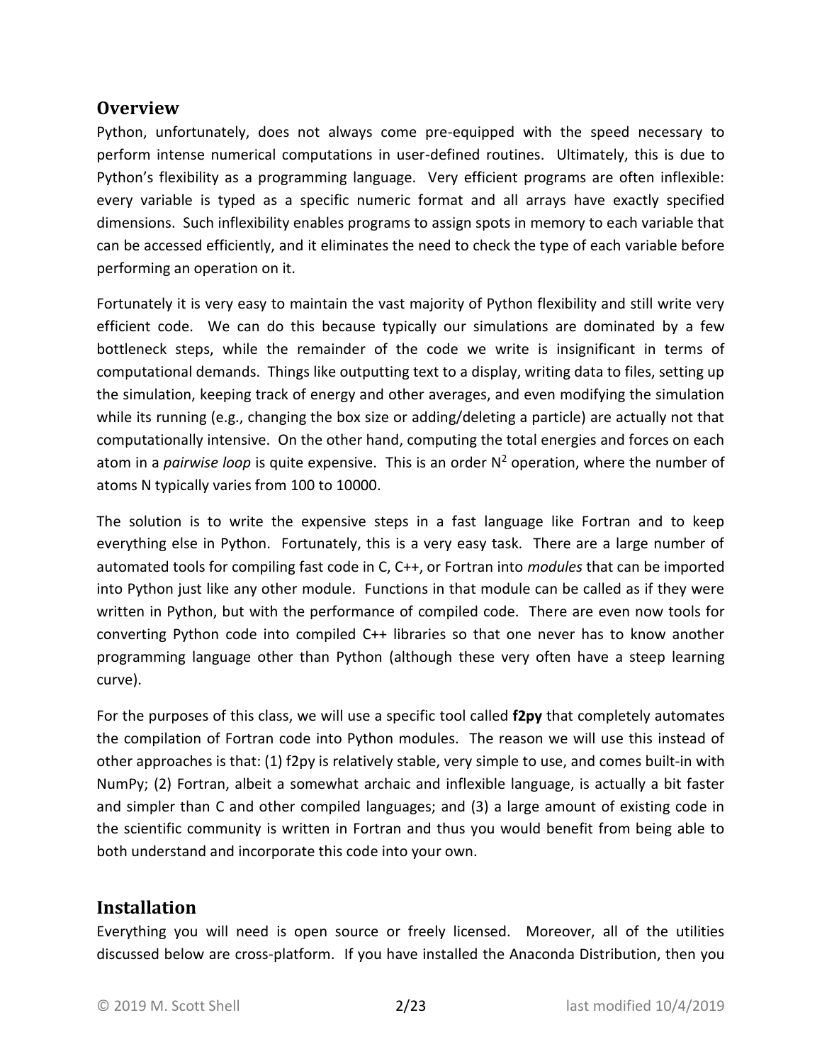## Overview

Python, unfortunately, does not always come pre-equipped with the speed necessary to perform intense numerical computations in user-defined routines. Ultimately, this is due to Python's flexibility as a programming language. Very efficient programs are often inflexible: every variable is typed as a specific numeric format and all arrays have exactly specified dimensions. Such inflexibility enables programs to assign spots in memory to each variable that can be accessed efficiently, and it eliminates the need to check the type of each variable before performing an operation on it.

Fortunately it is very easy to maintain the vast majority of Python flexibility and still write very efficient code. We can do this because typically our simulations are dominated by a few bottleneck steps, while the remainder of the code we write is insignificant in terms of computational demands. Things like outputting text to a display, writing data to files, setting up the simulation, keeping track of energy and other averages, and even modifying the simulation while its running (e.g., changing the box size or adding/deleting a particle) are actually not that computationally intensive. On the other hand, computing the total energies and forces on each atom in a *pairwise loop* is quite expensive. This is an order $N^2$ operation, where the number of atoms N typically varies from 100 to 10000.

The solution is to write the expensive steps in a fast language like Fortran and to keep everything else in Python. Fortunately, this is a very easy task. There are a large number of automated tools for compiling fast code in C, C++, or Fortran into *modules* that can be imported into Python just like any other module. Functions in that module can be called as if they were written in Python, but with the performance of compiled code. There are even now tools for converting Python code into compiled C++ libraries so that one never has to know another programming language other than Python (although these very often have a steep learning curve).

For the purposes of this class, we will use a specific tool called **f2py** that completely automates the compilation of Fortran code into Python modules. The reason we will use this instead of other approaches is that: (1) f2py is relatively stable, very simple to use, and comes built-in with NumPy; (2) Fortran, albeit a somewhat archaic and inflexible language, is actually a bit faster and simpler than C and other compiled languages; and (3) a large amount of existing code in the scientific community is written in Fortran and thus you would benefit from being able to both understand and incorporate this code into your own.

## Installation

Everything you will need is open source or freely licensed. Moreover, all of the utilities discussed below are cross-platform. If you have installed the Anaconda Distribution, then you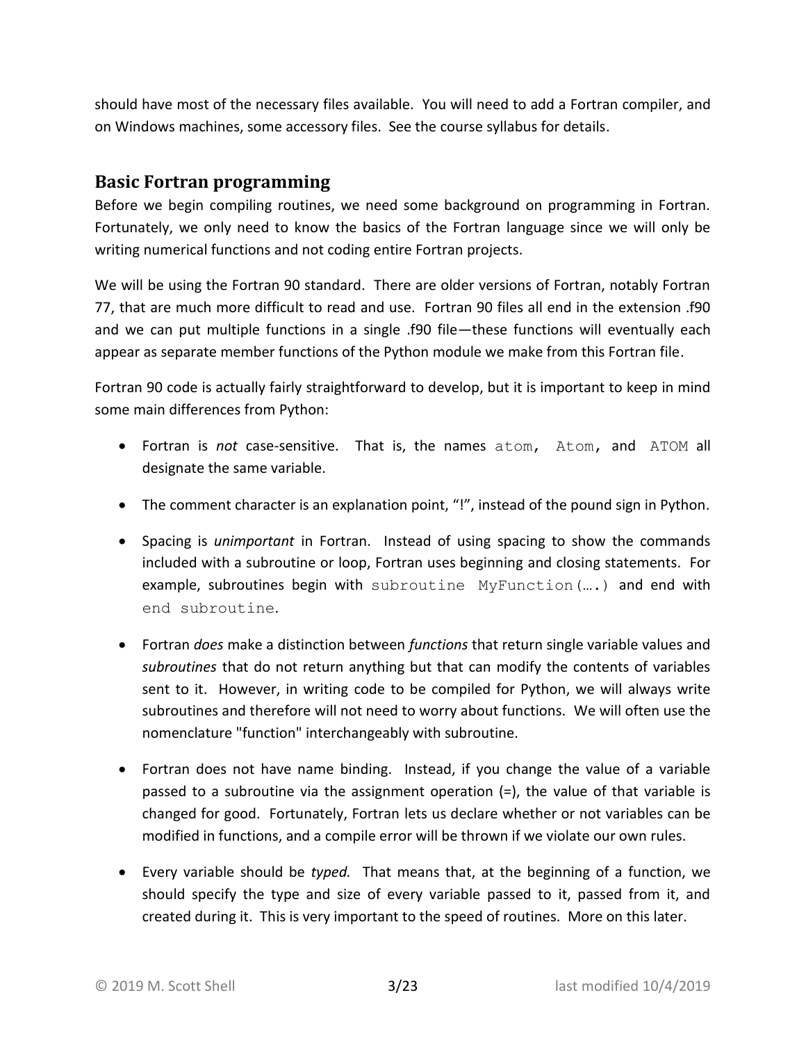should have most of the necessary files available. You will need to add a Fortran compiler, and on Windows machines, some accessory files. See the course syllabus for details.

## Basic Fortran programming

Before we begin compiling routines, we need some background on programming in Fortran. Fortunately, we only need to know the basics of the Fortran language since we will only be writing numerical functions and not coding entire Fortran projects.

We will be using the Fortran 90 standard. There are older versions of Fortran, notably Fortran 77, that are much more difficult to read and use. Fortran 90 files all end in the extension .f90 and we can put multiple functions in a single .f90 file—these functions will eventually each appear as separate member functions of the Python module we make from this Fortran file.

Fortran 90 code is actually fairly straightforward to develop, but it is important to keep in mind some main differences from Python:

- Fortran is *not* case-sensitive. That is, the names `atom`, `Atom`, and `ATOM` all designate the same variable.
- The comment character is an explanation point, "!", instead of the pound sign in Python.
- Spacing is *unimportant* in Fortran. Instead of using spacing to show the commands included with a subroutine or loop, Fortran uses beginning and closing statements. For example, subroutines begin with `subroutine MyFunction(….)` and end with `end subroutine`.
- Fortran *does* make a distinction between *functions* that return single variable values and *subroutines* that do not return anything but that can modify the contents of variables sent to it. However, in writing code to be compiled for Python, we will always write subroutines and therefore will not need to worry about functions. We will often use the nomenclature "function" interchangeably with subroutine.
- Fortran does not have name binding. Instead, if you change the value of a variable passed to a subroutine via the assignment operation (=), the value of that variable is changed for good. Fortunately, Fortran lets us declare whether or not variables can be modified in functions, and a compile error will be thrown if we violate our own rules.
- Every variable should be *typed.* That means that, at the beginning of a function, we should specify the type and size of every variable passed to it, passed from it, and created during it. This is very important to the speed of routines. More on this later.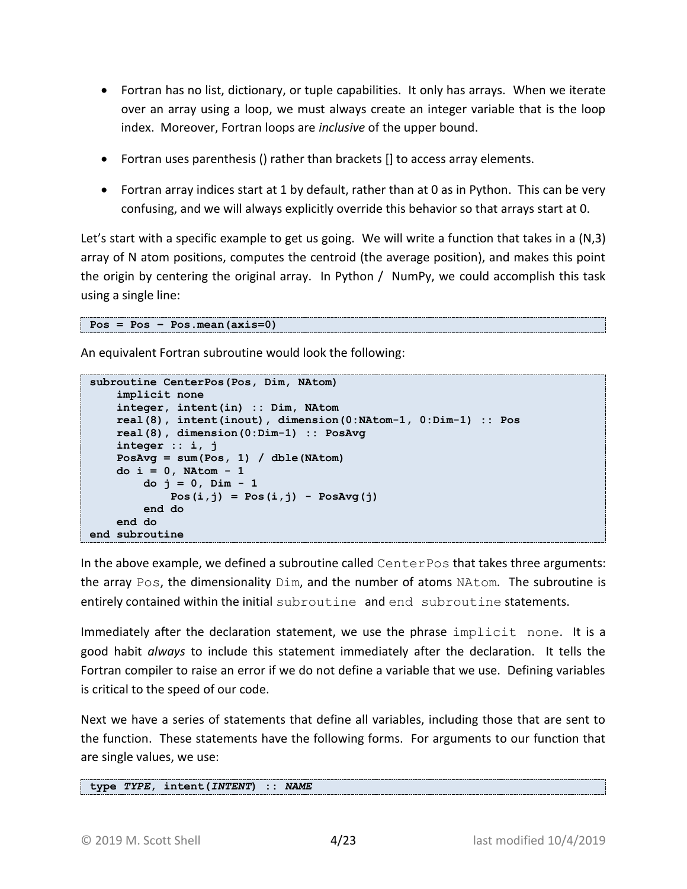- Fortran has no list, dictionary, or tuple capabilities. It only has arrays. When we iterate over an array using a loop, we must always create an integer variable that is the loop index. Moreover, Fortran loops are *inclusive* of the upper bound.

- Fortran uses parenthesis () rather than brackets [] to access array elements.

- Fortran array indices start at 1 by default, rather than at 0 as in Python. This can be very confusing, and we will always explicitly override this behavior so that arrays start at 0.

Let's start with a specific example to get us going. We will write a function that takes in a (N,3) array of N atom positions, computes the centroid (the average position), and makes this point the origin by centering the original array. In Python / NumPy, we could accomplish this task using a single line:

```
Pos = Pos – Pos.mean(axis=0)
```

An equivalent Fortran subroutine would look the following:

```
subroutine CenterPos(Pos, Dim, NAtom)
    implicit none
    integer, intent(in) :: Dim, NAtom
    real(8), intent(inout), dimension(0:NAtom-1, 0:Dim-1) :: Pos
    real(8), dimension(0:Dim-1) :: PosAvg
    integer :: i, j
    PosAvg = sum(Pos, 1) / dble(NAtom)
    do i = 0, NAtom - 1
        do j = 0, Dim - 1
            Pos(i,j) = Pos(i,j) - PosAvg(j)
        end do
    end do
end subroutine
```

In the above example, we defined a subroutine called `CenterPos` that takes three arguments: the array `Pos`, the dimensionality `Dim`, and the number of atoms `NAtom`. The subroutine is entirely contained within the initial `subroutine` and `end subroutine` statements.

Immediately after the declaration statement, we use the phrase `implicit none`. It is a good habit *always* to include this statement immediately after the declaration. It tells the Fortran compiler to raise an error if we do not define a variable that we use. Defining variables is critical to the speed of our code.

Next we have a series of statements that define all variables, including those that are sent to the function. These statements have the following forms. For arguments to our function that are single values, we use:

```
type TYPE, intent(INTENT) :: NAME
```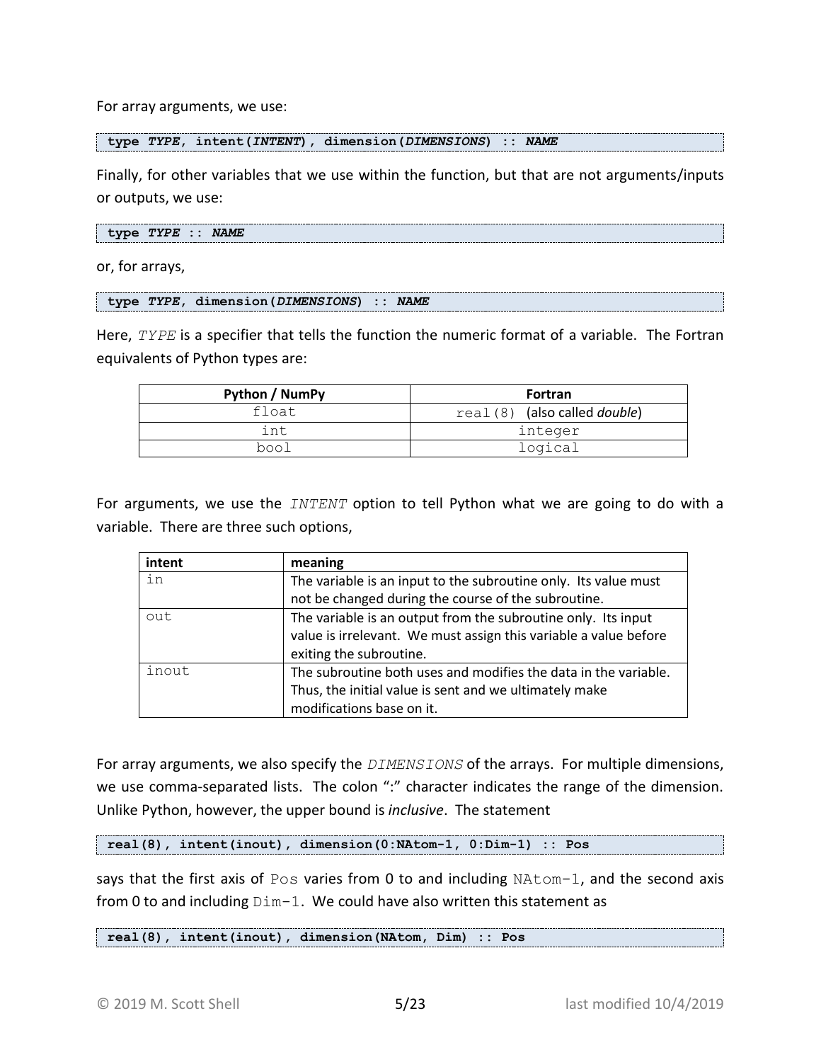For array arguments, we use:

```
type TYPE, intent(INTENT), dimension(DIMENSIONS) :: NAME
```

Finally, for other variables that we use within the function, but that are not arguments/inputs or outputs, we use:

```
type TYPE :: NAME
```

or, for arrays,

```
type TYPE, dimension(DIMENSIONS) :: NAME
```

Here, *TYPE* is a specifier that tells the function the numeric format of a variable. The Fortran equivalents of Python types are:

| Python / NumPy | Fortran |
|---|---|
| float | real(8) (also called *double*) |
| int | integer |
| bool | logical |

For arguments, we use the *INTENT* option to tell Python what we are going to do with a variable. There are three such options,

| intent | meaning |
|---|---|
| in | The variable is an input to the subroutine only. Its value must not be changed during the course of the subroutine. |
| out | The variable is an output from the subroutine only. Its input value is irrelevant. We must assign this variable a value before exiting the subroutine. |
| inout | The subroutine both uses and modifies the data in the variable. Thus, the initial value is sent and we ultimately make modifications base on it. |

For array arguments, we also specify the *DIMENSIONS* of the arrays. For multiple dimensions, we use comma-separated lists. The colon ":" character indicates the range of the dimension. Unlike Python, however, the upper bound is *inclusive*. The statement

```
real(8), intent(inout), dimension(0:NAtom-1, 0:Dim-1) :: Pos
```

says that the first axis of Pos varies from 0 to and including NAtom-1, and the second axis from 0 to and including Dim-1. We could have also written this statement as

```
real(8), intent(inout), dimension(NAtom, Dim) :: Pos
```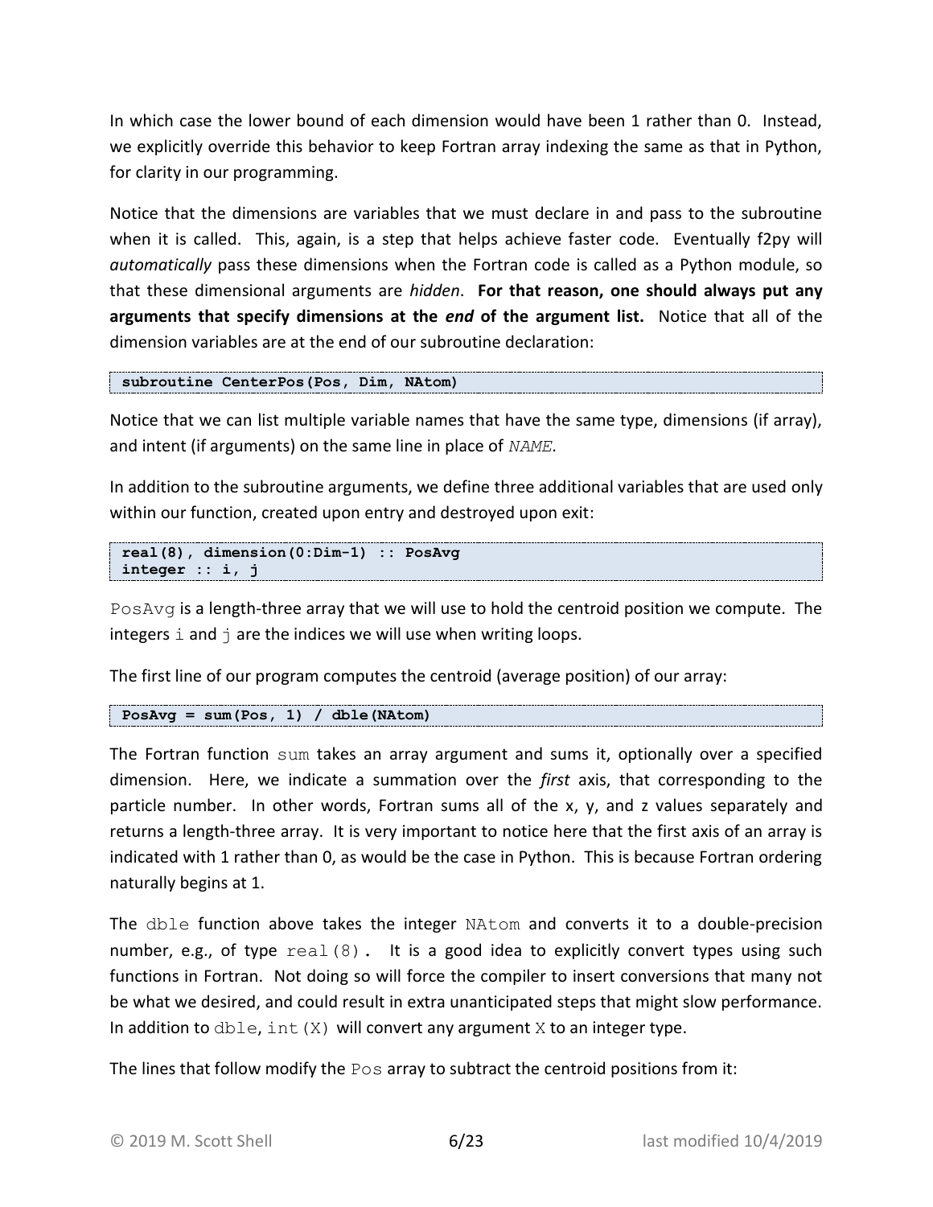In which case the lower bound of each dimension would have been 1 rather than 0. Instead, we explicitly override this behavior to keep Fortran array indexing the same as that in Python, for clarity in our programming.

Notice that the dimensions are variables that we must declare in and pass to the subroutine when it is called. This, again, is a step that helps achieve faster code. Eventually f2py will *automatically* pass these dimensions when the Fortran code is called as a Python module, so that these dimensional arguments are *hidden*. **For that reason, one should always put any arguments that specify dimensions at the *end* of the argument list.** Notice that all of the dimension variables are at the end of our subroutine declaration:

```
subroutine CenterPos(Pos, Dim, NAtom)
```

Notice that we can list multiple variable names that have the same type, dimensions (if array), and intent (if arguments) on the same line in place of *NAME*.

In addition to the subroutine arguments, we define three additional variables that are used only within our function, created upon entry and destroyed upon exit:

```
real(8), dimension(0:Dim-1) :: PosAvg
integer :: i, j
```

`PosAvg` is a length-three array that we will use to hold the centroid position we compute. The integers `i` and `j` are the indices we will use when writing loops.

The first line of our program computes the centroid (average position) of our array:

```
PosAvg = sum(Pos, 1) / dble(NAtom)
```

The Fortran function `sum` takes an array argument and sums it, optionally over a specified dimension. Here, we indicate a summation over the *first* axis, that corresponding to the particle number. In other words, Fortran sums all of the x, y, and z values separately and returns a length-three array. It is very important to notice here that the first axis of an array is indicated with 1 rather than 0, as would be the case in Python. This is because Fortran ordering naturally begins at 1.

The `dble` function above takes the integer `NAtom` and converts it to a double-precision number, e.g., of type `real(8)`. It is a good idea to explicitly convert types using such functions in Fortran. Not doing so will force the compiler to insert conversions that many not be what we desired, and could result in extra unanticipated steps that might slow performance. In addition to `dble`, `int(X)` will convert any argument `X` to an integer type.

The lines that follow modify the `Pos` array to subtract the centroid positions from it: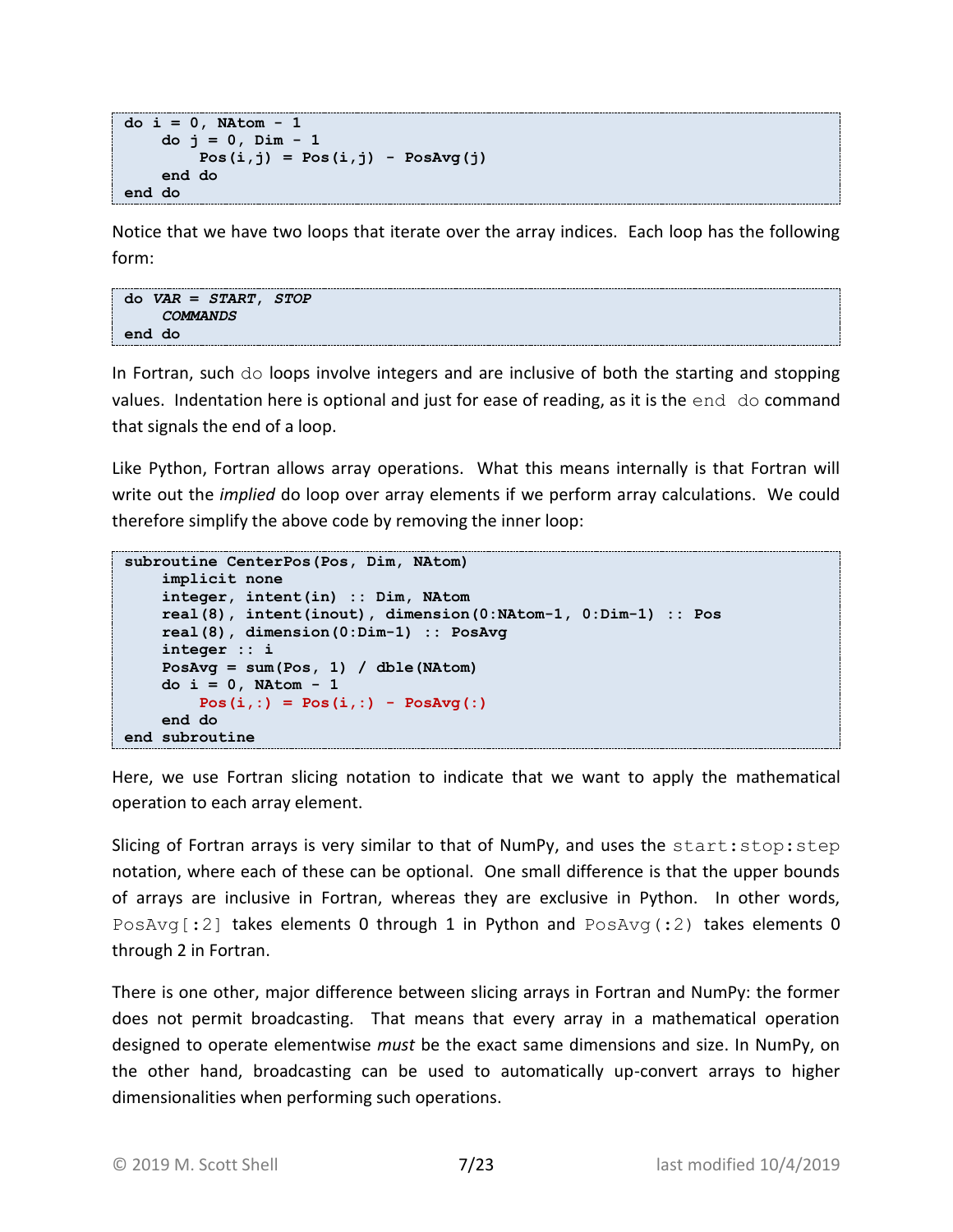```
do i = 0, NAtom - 1
    do j = 0, Dim - 1
        Pos(i,j) = Pos(i,j) - PosAvg(j)
    end do
end do
```

Notice that we have two loops that iterate over the array indices. Each loop has the following form:

```
do VAR = START, STOP
    COMMANDS
end do
```

In Fortran, such `do` loops involve integers and are inclusive of both the starting and stopping values. Indentation here is optional and just for ease of reading, as it is the `end do` command that signals the end of a loop.

Like Python, Fortran allows array operations. What this means internally is that Fortran will write out the *implied* do loop over array elements if we perform array calculations. We could therefore simplify the above code by removing the inner loop:

```
subroutine CenterPos(Pos, Dim, NAtom)
    implicit none
    integer, intent(in) :: Dim, NAtom
    real(8), intent(inout), dimension(0:NAtom-1, 0:Dim-1) :: Pos
    real(8), dimension(0:Dim-1) :: PosAvg
    integer :: i
    PosAvg = sum(Pos, 1) / dble(NAtom)
    do i = 0, NAtom - 1
        Pos(i,:) = Pos(i,:) - PosAvg(:)
    end do
end subroutine
```

Here, we use Fortran slicing notation to indicate that we want to apply the mathematical operation to each array element.

Slicing of Fortran arrays is very similar to that of NumPy, and uses the `start:stop:step` notation, where each of these can be optional. One small difference is that the upper bounds of arrays are inclusive in Fortran, whereas they are exclusive in Python. In other words, `PosAvg[:2]` takes elements 0 through 1 in Python and `PosAvg(:2)` takes elements 0 through 2 in Fortran.

There is one other, major difference between slicing arrays in Fortran and NumPy: the former does not permit broadcasting. That means that every array in a mathematical operation designed to operate elementwise *must* be the exact same dimensions and size. In NumPy, on the other hand, broadcasting can be used to automatically up-convert arrays to higher dimensionalities when performing such operations.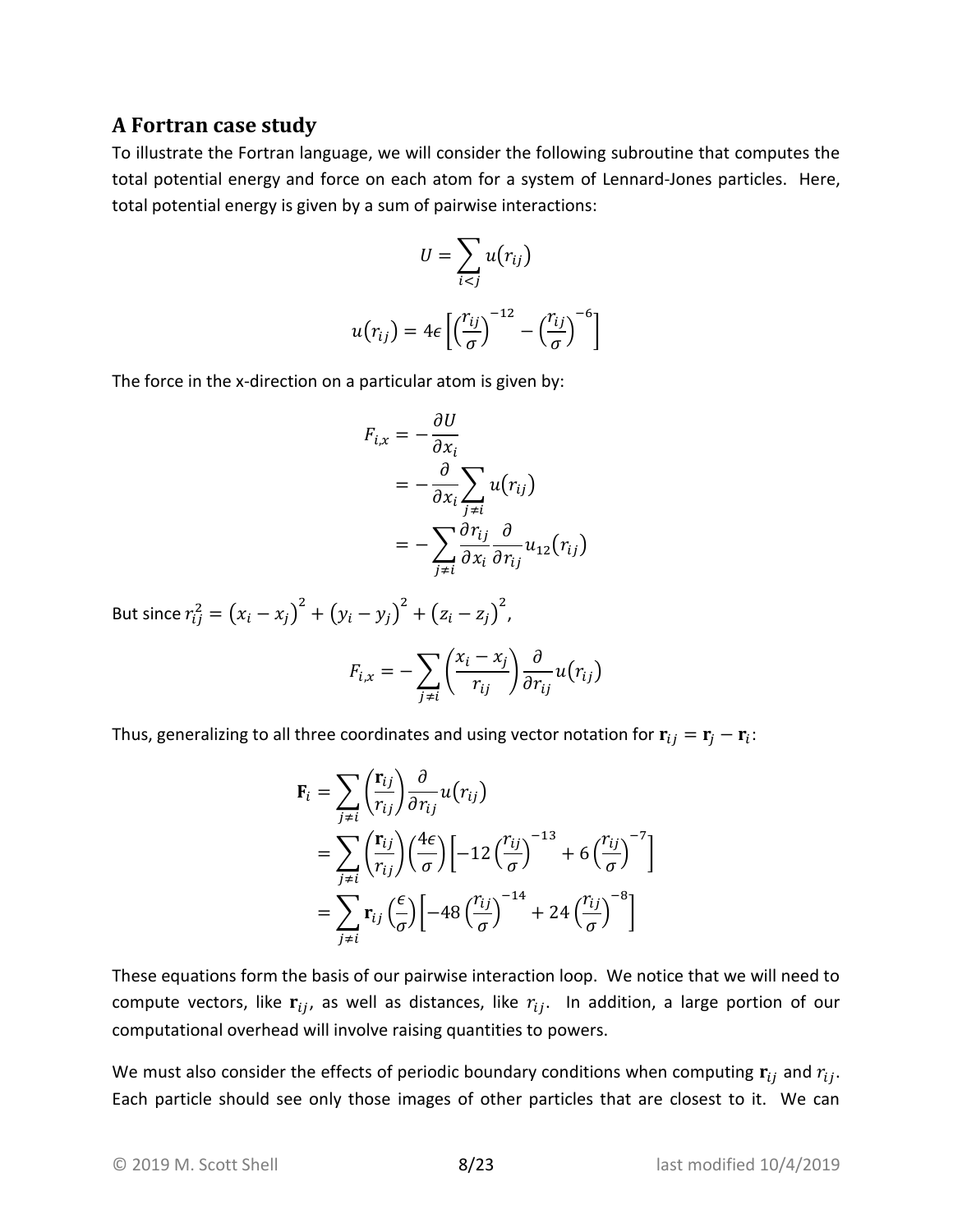## A Fortran case study

To illustrate the Fortran language, we will consider the following subroutine that computes the total potential energy and force on each atom for a system of Lennard-Jones particles. Here, total potential energy is given by a sum of pairwise interactions:

$$U = \sum_{i<j} u(r_{ij})$$

$$u(r_{ij}) = 4\epsilon\left[\left(\frac{r_{ij}}{\sigma}\right)^{-12} - \left(\frac{r_{ij}}{\sigma}\right)^{-6}\right]$$

The force in the x-direction on a particular atom is given by:

$$\begin{aligned} F_{i,x} &= -\frac{\partial U}{\partial x_i} \\ &= -\frac{\partial}{\partial x_i}\sum_{j\neq i} u(r_{ij}) \\ &= -\sum_{j\neq i} \frac{\partial r_{ij}}{\partial x_i}\frac{\partial}{\partial r_{ij}} u_{12}(r_{ij}) \end{aligned}$$

But since $r_{ij}^2 = (x_i - x_j)^2 + (y_i - y_j)^2 + (z_i - z_j)^2$,

$$F_{i,x} = -\sum_{j\neq i}\left(\frac{x_i - x_j}{r_{ij}}\right)\frac{\partial}{\partial r_{ij}} u(r_{ij})$$

Thus, generalizing to all three coordinates and using vector notation for $\mathbf{r}_{ij} = \mathbf{r}_j - \mathbf{r}_i$:

$$\begin{aligned} \mathbf{F}_i &= \sum_{j\neq i}\left(\frac{\mathbf{r}_{ij}}{r_{ij}}\right)\frac{\partial}{\partial r_{ij}} u(r_{ij}) \\ &= \sum_{j\neq i}\left(\frac{\mathbf{r}_{ij}}{r_{ij}}\right)\left(\frac{4\epsilon}{\sigma}\right)\left[-12\left(\frac{r_{ij}}{\sigma}\right)^{-13} + 6\left(\frac{r_{ij}}{\sigma}\right)^{-7}\right] \\ &= \sum_{j\neq i} \mathbf{r}_{ij}\left(\frac{\epsilon}{\sigma}\right)\left[-48\left(\frac{r_{ij}}{\sigma}\right)^{-14} + 24\left(\frac{r_{ij}}{\sigma}\right)^{-8}\right] \end{aligned}$$

These equations form the basis of our pairwise interaction loop. We notice that we will need to compute vectors, like $\mathbf{r}_{ij}$, as well as distances, like $r_{ij}$. In addition, a large portion of our computational overhead will involve raising quantities to powers.

We must also consider the effects of periodic boundary conditions when computing $\mathbf{r}_{ij}$ and $r_{ij}$. Each particle should see only those images of other particles that are closest to it. We can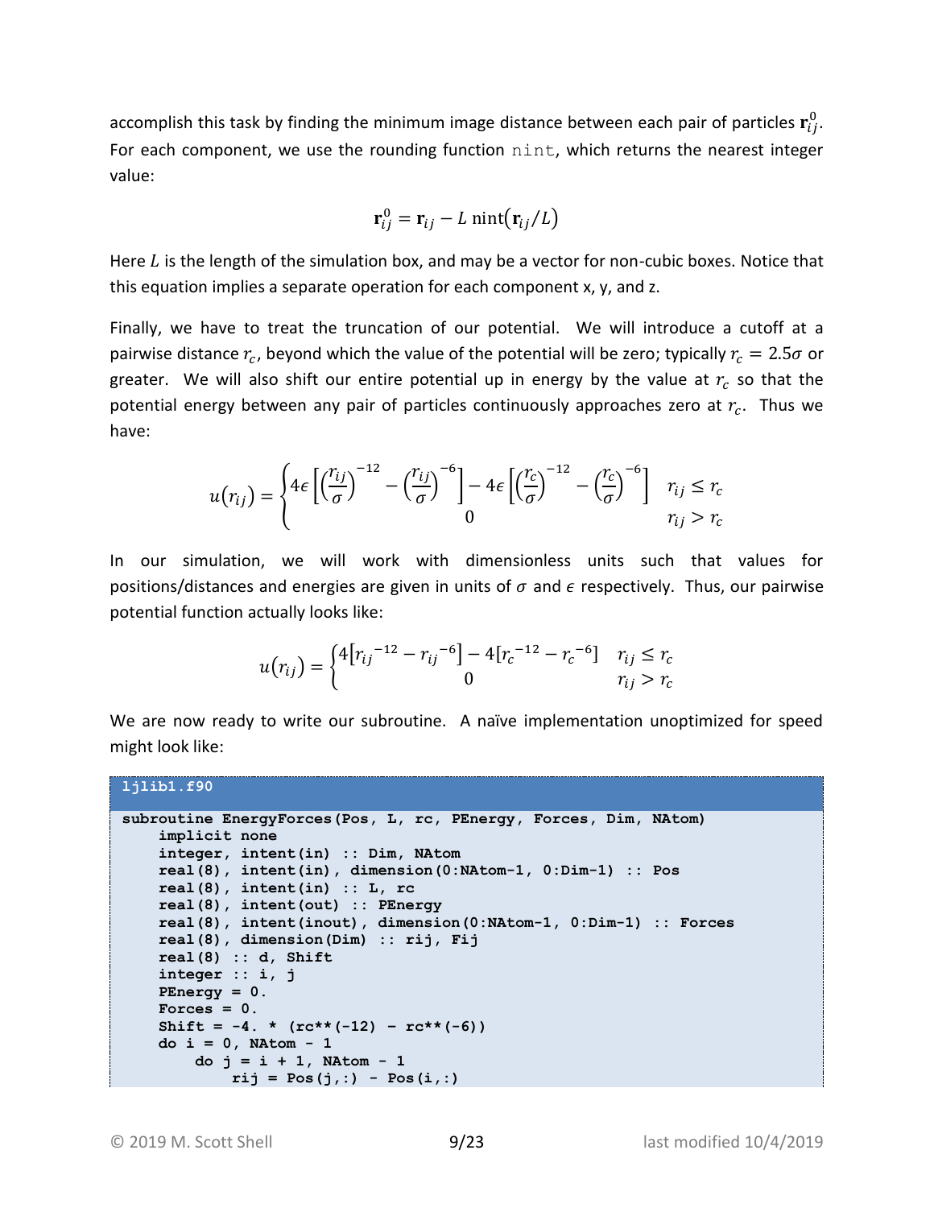accomplish this task by finding the minimum image distance between each pair of particles $\mathbf{r}_{ij}^0$. For each component, we use the rounding function `nint`, which returns the nearest integer value:

$$\mathbf{r}_{ij}^0 = \mathbf{r}_{ij} - L\ \mathrm{nint}(\mathbf{r}_{ij}/L)$$

Here $L$ is the length of the simulation box, and may be a vector for non-cubic boxes. Notice that this equation implies a separate operation for each component x, y, and z.

Finally, we have to treat the truncation of our potential. We will introduce a cutoff at a pairwise distance $r_c$, beyond which the value of the potential will be zero; typically $r_c = 2.5\sigma$ or greater. We will also shift our entire potential up in energy by the value at $r_c$ so that the potential energy between any pair of particles continuously approaches zero at $r_c$. Thus we have:

$$u(r_{ij}) = \begin{cases} 4\epsilon\left[\left(\frac{r_{ij}}{\sigma}\right)^{-12} - \left(\frac{r_{ij}}{\sigma}\right)^{-6}\right] - 4\epsilon\left[\left(\frac{r_c}{\sigma}\right)^{-12} - \left(\frac{r_c}{\sigma}\right)^{-6}\right] & r_{ij} \le r_c \\ 0 & r_{ij} > r_c \end{cases}$$

In our simulation, we will work with dimensionless units such that values for positions/distances and energies are given in units of $\sigma$ and $\epsilon$ respectively. Thus, our pairwise potential function actually looks like:

$$u(r_{ij}) = \begin{cases} 4\left[{r_{ij}}^{-12} - {r_{ij}}^{-6}\right] - 4\left[{r_c}^{-12} - {r_c}^{-6}\right] & r_{ij} \le r_c \\ 0 & r_{ij} > r_c \end{cases}$$

We are now ready to write our subroutine. A naïve implementation unoptimized for speed might look like:

**ljlib1.f90**

```
subroutine EnergyForces(Pos, L, rc, PEnergy, Forces, Dim, NAtom)
    implicit none
    integer, intent(in) :: Dim, NAtom
    real(8), intent(in), dimension(0:NAtom-1, 0:Dim-1) :: Pos
    real(8), intent(in) :: L, rc
    real(8), intent(out) :: PEnergy
    real(8), intent(inout), dimension(0:NAtom-1, 0:Dim-1) :: Forces
    real(8), dimension(Dim) :: rij, Fij
    real(8) :: d, Shift
    integer :: i, j
    PEnergy = 0.
    Forces = 0.
    Shift = -4. * (rc**(-12) - rc**(-6))
    do i = 0, NAtom - 1
        do j = i + 1, NAtom - 1
            rij = Pos(j,:) - Pos(i,:)
```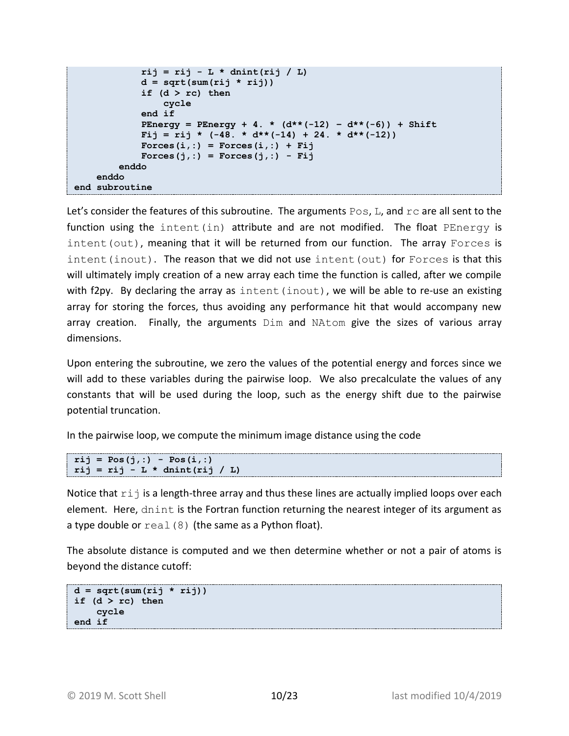```
            rij = rij - L * dnint(rij / L)
            d = sqrt(sum(rij * rij))
            if (d > rc) then
                cycle
            end if
            PEnergy = PEnergy + 4. * (d**(-12) - d**(-6)) + Shift
            Fij = rij * (-48. * d**(-14) + 24. * d**(-12))
            Forces(i,:) = Forces(i,:) + Fij
            Forces(j,:) = Forces(j,:) - Fij
        enddo
    enddo
end subroutine
```

Let's consider the features of this subroutine. The arguments `Pos`, `L`, and `rc` are all sent to the function using the `intent(in)` attribute and are not modified. The float `PEnergy` is `intent(out)`, meaning that it will be returned from our function. The array `Forces` is `intent(inout)`. The reason that we did not use `intent(out)` for `Forces` is that this will ultimately imply creation of a new array each time the function is called, after we compile with f2py. By declaring the array as `intent(inout)`, we will be able to re-use an existing array for storing the forces, thus avoiding any performance hit that would accompany new array creation. Finally, the arguments `Dim` and `NAtom` give the sizes of various array dimensions.

Upon entering the subroutine, we zero the values of the potential energy and forces since we will add to these variables during the pairwise loop. We also precalculate the values of any constants that will be used during the loop, such as the energy shift due to the pairwise potential truncation.

In the pairwise loop, we compute the minimum image distance using the code

```
rij = Pos(j,:) - Pos(i,:)
rij = rij - L * dnint(rij / L)
```

Notice that `rij` is a length-three array and thus these lines are actually implied loops over each element. Here, `dnint` is the Fortran function returning the nearest integer of its argument as a type double or `real(8)` (the same as a Python float).

The absolute distance is computed and we then determine whether or not a pair of atoms is beyond the distance cutoff:

```
d = sqrt(sum(rij * rij))
if (d > rc) then
    cycle
end if
```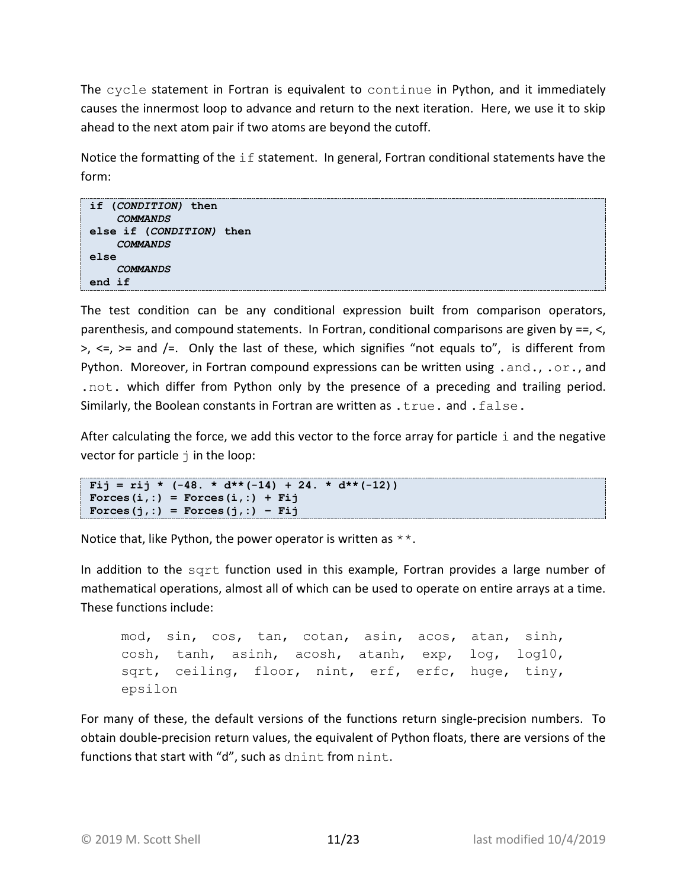The `cycle` statement in Fortran is equivalent to `continue` in Python, and it immediately causes the innermost loop to advance and return to the next iteration. Here, we use it to skip ahead to the next atom pair if two atoms are beyond the cutoff.

Notice the formatting of the `if` statement. In general, Fortran conditional statements have the form:

```
if (CONDITION) then
    COMMANDS
else if (CONDITION) then
    COMMANDS
else
    COMMANDS
end if
```

The test condition can be any conditional expression built from comparison operators, parenthesis, and compound statements. In Fortran, conditional comparisons are given by ==, <, >, <=, >= and /=. Only the last of these, which signifies "not equals to", is different from Python. Moreover, in Fortran compound expressions can be written using `.and.`, `.or.`, and `.not.` which differ from Python only by the presence of a preceding and trailing period. Similarly, the Boolean constants in Fortran are written as `.true.` and `.false.`

After calculating the force, we add this vector to the force array for particle `i` and the negative vector for particle `j` in the loop:

```
Fij = rij * (-48. * d**(-14) + 24. * d**(-12))
Forces(i,:) = Forces(i,:) + Fij
Forces(j,:) = Forces(j,:) - Fij
```

Notice that, like Python, the power operator is written as `**`.

In addition to the `sqrt` function used in this example, Fortran provides a large number of mathematical operations, almost all of which can be used to operate on entire arrays at a time. These functions include:

```
mod, sin, cos, tan, cotan, asin, acos, atan, sinh,
cosh, tanh, asinh, acosh, atanh, exp, log, log10,
sqrt, ceiling, floor, nint, erf, erfc, huge, tiny,
epsilon
```

For many of these, the default versions of the functions return single-precision numbers. To obtain double-precision return values, the equivalent of Python floats, there are versions of the functions that start with "d", such as `dnint` from `nint`.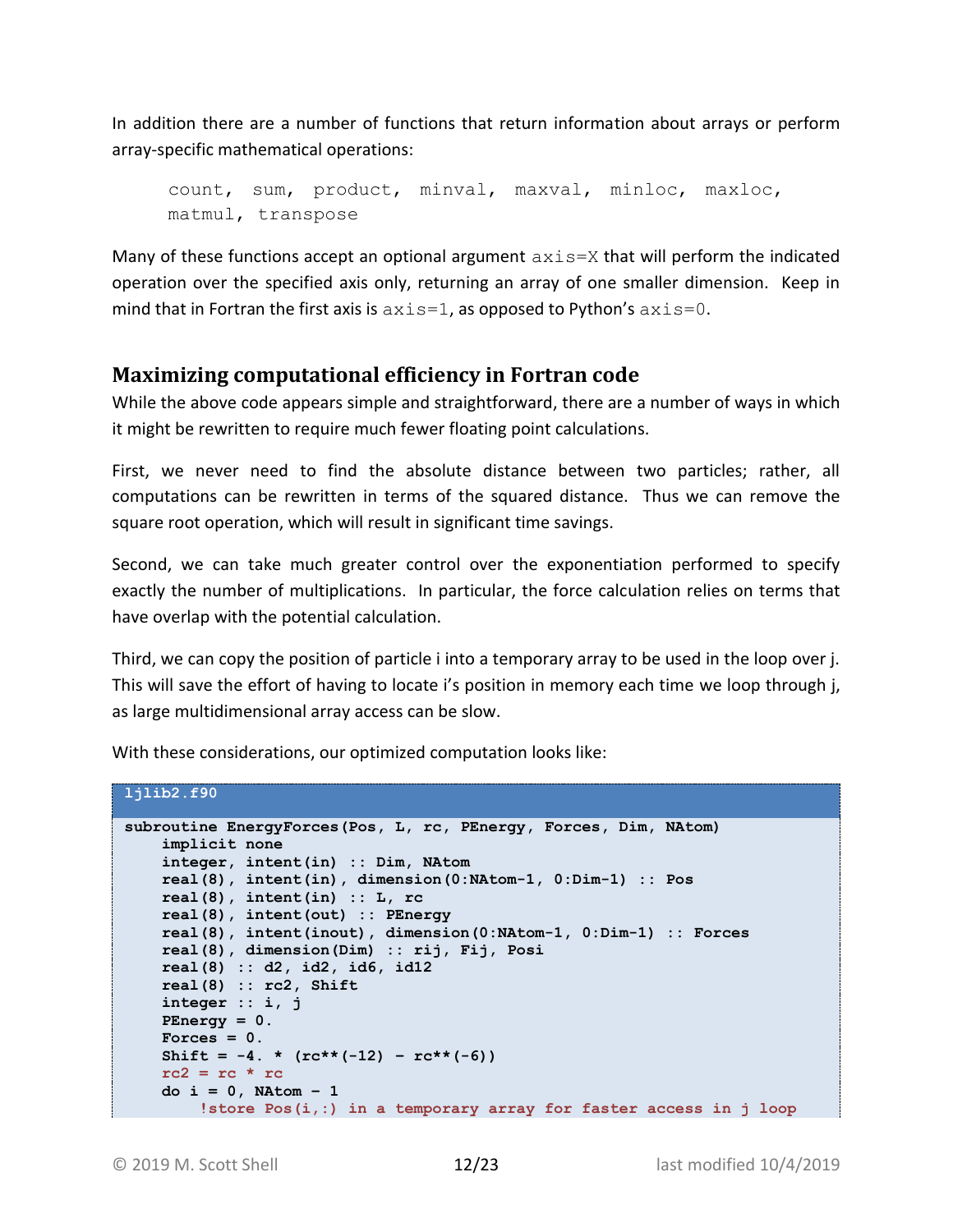In addition there are a number of functions that return information about arrays or perform array-specific mathematical operations:

```
count, sum, product, minval, maxval, minloc, maxloc,
matmul, transpose
```

Many of these functions accept an optional argument `axis=X` that will perform the indicated operation over the specified axis only, returning an array of one smaller dimension. Keep in mind that in Fortran the first axis is `axis=1`, as opposed to Python's `axis=0`.

## Maximizing computational efficiency in Fortran code

While the above code appears simple and straightforward, there are a number of ways in which it might be rewritten to require much fewer floating point calculations.

First, we never need to find the absolute distance between two particles; rather, all computations can be rewritten in terms of the squared distance. Thus we can remove the square root operation, which will result in significant time savings.

Second, we can take much greater control over the exponentiation performed to specify exactly the number of multiplications. In particular, the force calculation relies on terms that have overlap with the potential calculation.

Third, we can copy the position of particle i into a temporary array to be used in the loop over j. This will save the effort of having to locate i's position in memory each time we loop through j, as large multidimensional array access can be slow.

With these considerations, our optimized computation looks like:

ljlib2.f90

```
subroutine EnergyForces(Pos, L, rc, PEnergy, Forces, Dim, NAtom)
    implicit none
    integer, intent(in) :: Dim, NAtom
    real(8), intent(in), dimension(0:NAtom-1, 0:Dim-1) :: Pos
    real(8), intent(in) :: L, rc
    real(8), intent(out) :: PEnergy
    real(8), intent(inout), dimension(0:NAtom-1, 0:Dim-1) :: Forces
    real(8), dimension(Dim) :: rij, Fij, Posi
    real(8) :: d2, id2, id6, id12
    real(8) :: rc2, Shift
    integer :: i, j
    PEnergy = 0.
    Forces = 0.
    Shift = -4. * (rc**(-12) - rc**(-6))
    rc2 = rc * rc
    do i = 0, NAtom - 1
        !store Pos(i,:) in a temporary array for faster access in j loop
```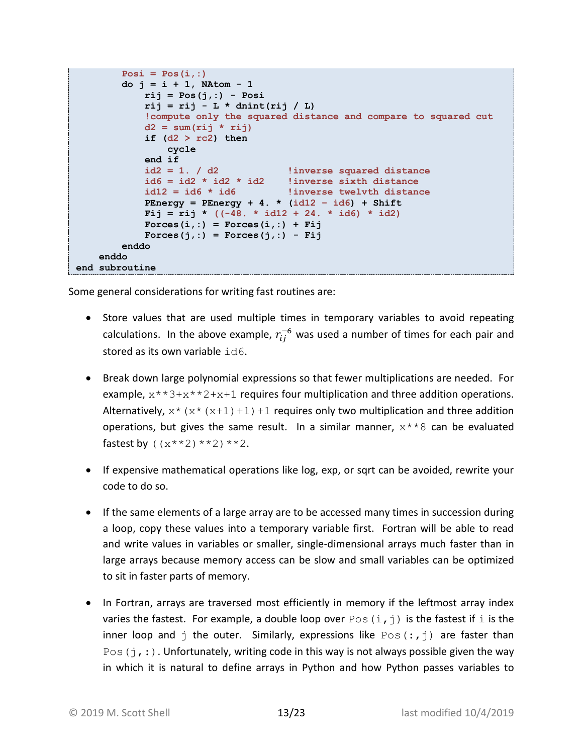```fortran
        Posi = Pos(i,:)
        do j = i + 1, NAtom - 1
            rij = Pos(j,:) - Posi
            rij = rij - L * dnint(rij / L)
            !compute only the squared distance and compare to squared cut
            d2 = sum(rij * rij)
            if (d2 > rc2) then
                cycle
            end if
            id2 = 1. / d2              !inverse squared distance
            id6 = id2 * id2 * id2      !inverse sixth distance
            id12 = id6 * id6           !inverse twelvth distance
            PEnergy = PEnergy + 4. * (id12 - id6) + Shift
            Fij = rij * ((-48. * id12 + 24. * id6) * id2)
            Forces(i,:) = Forces(i,:) + Fij
            Forces(j,:) = Forces(j,:) - Fij
        enddo
    enddo
end subroutine
```

Some general considerations for writing fast routines are:

- Store values that are used multiple times in temporary variables to avoid repeating calculations. In the above example, $r_{ij}^{-6}$ was used a number of times for each pair and stored as its own variable `id6`.

- Break down large polynomial expressions so that fewer multiplications are needed. For example, `x**3+x**2+x+1` requires four multiplication and three addition operations. Alternatively, `x*(x*(x+1)+1)+1` requires only two multiplication and three addition operations, but gives the same result. In a similar manner, `x**8` can be evaluated fastest by `((x**2)**2)**2`.

- If expensive mathematical operations like log, exp, or sqrt can be avoided, rewrite your code to do so.

- If the same elements of a large array are to be accessed many times in succession during a loop, copy these values into a temporary variable first. Fortran will be able to read and write values in variables or smaller, single-dimensional arrays much faster than in large arrays because memory access can be slow and small variables can be optimized to sit in faster parts of memory.

- In Fortran, arrays are traversed most efficiently in memory if the leftmost array index varies the fastest. For example, a double loop over `Pos(i,j)` is the fastest if `i` is the inner loop and `j` the outer. Similarly, expressions like `Pos(:,j)` are faster than `Pos(j,:)`. Unfortunately, writing code in this way is not always possible given the way in which it is natural to define arrays in Python and how Python passes variables to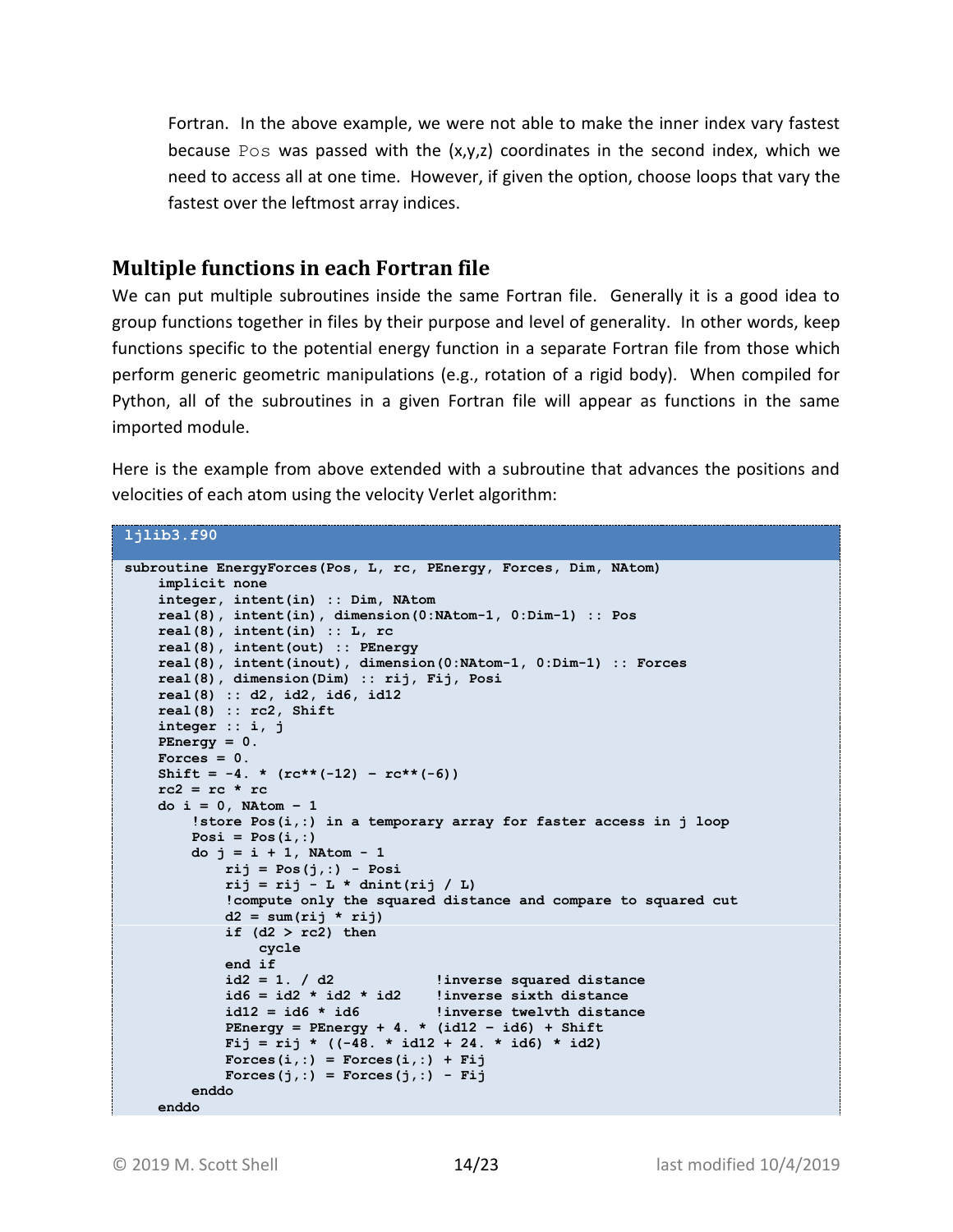Fortran. In the above example, we were not able to make the inner index vary fastest because `Pos` was passed with the (x,y,z) coordinates in the second index, which we need to access all at one time. However, if given the option, choose loops that vary the fastest over the leftmost array indices.

## Multiple functions in each Fortran file

We can put multiple subroutines inside the same Fortran file. Generally it is a good idea to group functions together in files by their purpose and level of generality. In other words, keep functions specific to the potential energy function in a separate Fortran file from those which perform generic geometric manipulations (e.g., rotation of a rigid body). When compiled for Python, all of the subroutines in a given Fortran file will appear as functions in the same imported module.

Here is the example from above extended with a subroutine that advances the positions and velocities of each atom using the velocity Verlet algorithm:

**ljlib3.f90**

```
subroutine EnergyForces(Pos, L, rc, PEnergy, Forces, Dim, NAtom)
    implicit none
    integer, intent(in) :: Dim, NAtom
    real(8), intent(in), dimension(0:NAtom-1, 0:Dim-1) :: Pos
    real(8), intent(in) :: L, rc
    real(8), intent(out) :: PEnergy
    real(8), intent(inout), dimension(0:NAtom-1, 0:Dim-1) :: Forces
    real(8), dimension(Dim) :: rij, Fij, Posi
    real(8) :: d2, id2, id6, id12
    real(8) :: rc2, Shift
    integer :: i, j
    PEnergy = 0.
    Forces = 0.
    Shift = -4. * (rc**(-12) - rc**(-6))
    rc2 = rc * rc
    do i = 0, NAtom - 1
        !store Pos(i,:) in a temporary array for faster access in j loop
        Posi = Pos(i,:)
        do j = i + 1, NAtom - 1
            rij = Pos(j,:) - Posi
            rij = rij - L * dnint(rij / L)
            !compute only the squared distance and compare to squared cut
            d2 = sum(rij * rij)
            if (d2 > rc2) then
                cycle
            end if
            id2 = 1. / d2            !inverse squared distance
            id6 = id2 * id2 * id2    !inverse sixth distance
            id12 = id6 * id6         !inverse twelvth distance
            PEnergy = PEnergy + 4. * (id12 - id6) + Shift
            Fij = rij * ((-48. * id12 + 24. * id6) * id2)
            Forces(i,:) = Forces(i,:) + Fij
            Forces(j,:) = Forces(j,:) - Fij
        enddo
    enddo
```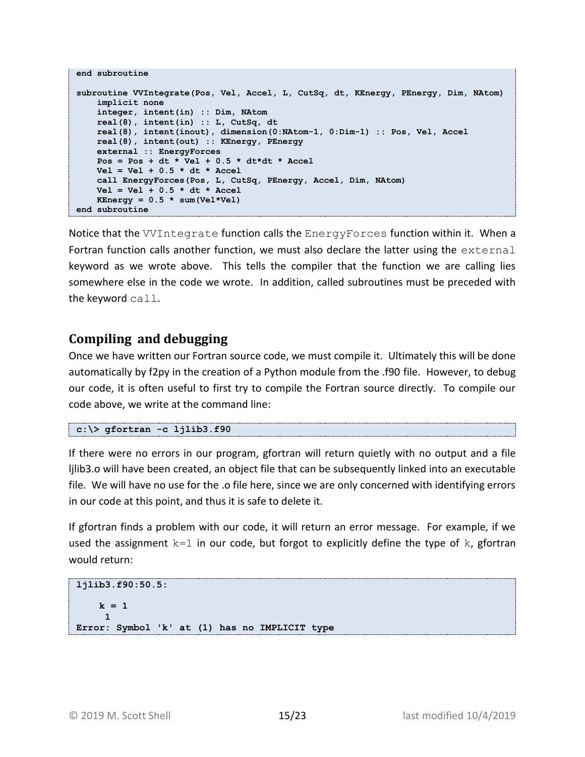```
end subroutine

subroutine VVIntegrate(Pos, Vel, Accel, L, CutSq, dt, KEnergy, PEnergy, Dim, NAtom)
    implicit none
    integer, intent(in) :: Dim, NAtom
    real(8), intent(in) :: L, CutSq, dt
    real(8), intent(inout), dimension(0:NAtom-1, 0:Dim-1) :: Pos, Vel, Accel
    real(8), intent(out) :: KEnergy, PEnergy
    external :: EnergyForces
    Pos = Pos + dt * Vel + 0.5 * dt*dt * Accel
    Vel = Vel + 0.5 * dt * Accel
    call EnergyForces(Pos, L, CutSq, PEnergy, Accel, Dim, NAtom)
    Vel = Vel + 0.5 * dt * Accel
    KEnergy = 0.5 * sum(Vel*Vel)
end subroutine
```

Notice that the `VVIntegrate` function calls the `EnergyForces` function within it. When a Fortran function calls another function, we must also declare the latter using the `external` keyword as we wrote above. This tells the compiler that the function we are calling lies somewhere else in the code we wrote. In addition, called subroutines must be preceded with the keyword `call`.

## Compiling and debugging

Once we have written our Fortran source code, we must compile it. Ultimately this will be done automatically by f2py in the creation of a Python module from the .f90 file. However, to debug our code, it is often useful to first try to compile the Fortran source directly. To compile our code above, we write at the command line:

```
c:\> gfortran -c ljlib3.f90
```

If there were no errors in our program, gfortran will return quietly with no output and a file ljlib3.o will have been created, an object file that can be subsequently linked into an executable file. We will have no use for the .o file here, since we are only concerned with identifying errors in our code at this point, and thus it is safe to delete it.

If gfortran finds a problem with our code, it will return an error message. For example, if we used the assignment `k=1` in our code, but forgot to explicitly define the type of `k`, gfortran would return:

```
ljlib3.f90:50.5:

    k = 1
     1
Error: Symbol 'k' at (1) has no IMPLICIT type
```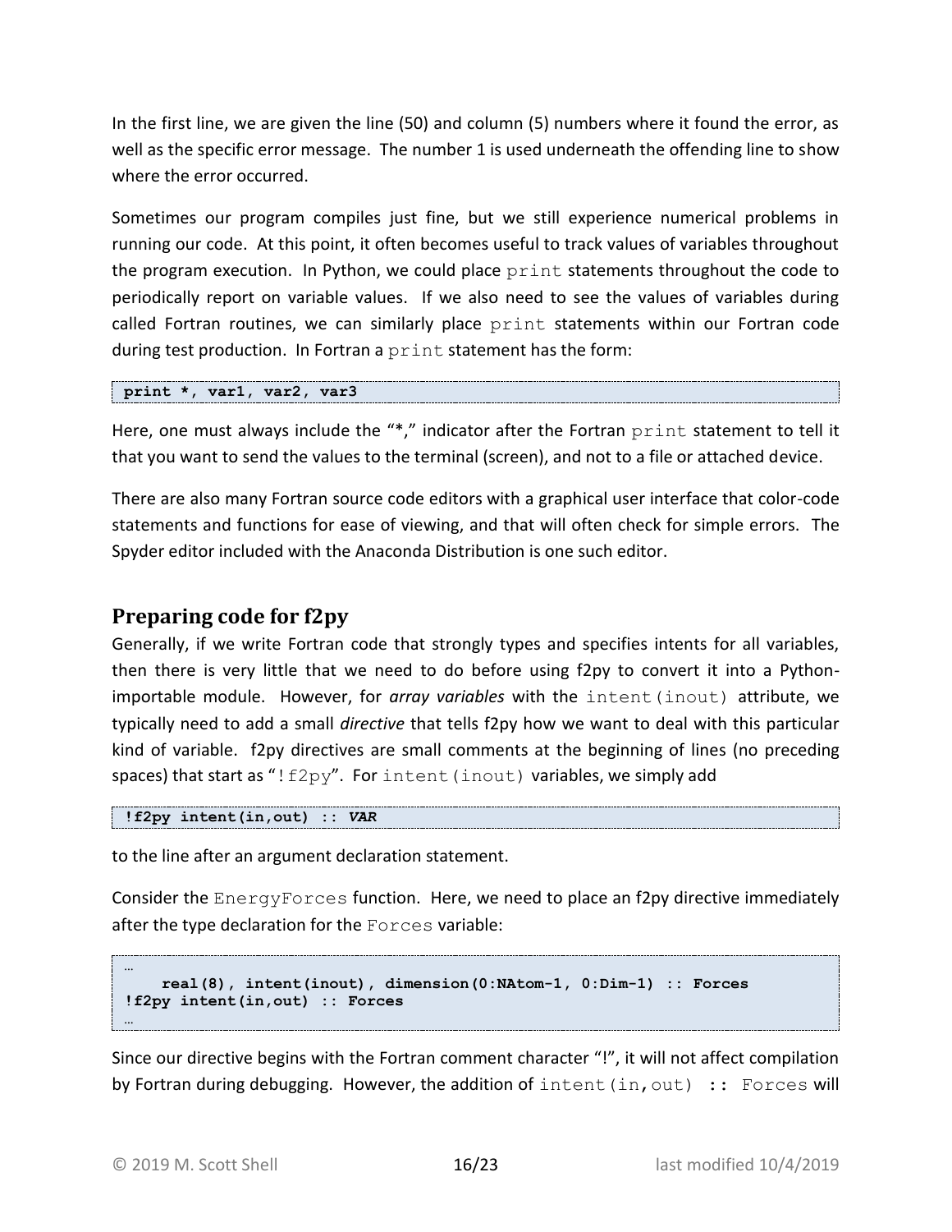In the first line, we are given the line (50) and column (5) numbers where it found the error, as well as the specific error message. The number 1 is used underneath the offending line to show where the error occurred.

Sometimes our program compiles just fine, but we still experience numerical problems in running our code. At this point, it often becomes useful to track values of variables throughout the program execution. In Python, we could place `print` statements throughout the code to periodically report on variable values. If we also need to see the values of variables during called Fortran routines, we can similarly place `print` statements within our Fortran code during test production. In Fortran a `print` statement has the form:

```
print *, var1, var2, var3
```

Here, one must always include the "*," indicator after the Fortran `print` statement to tell it that you want to send the values to the terminal (screen), and not to a file or attached device.

There are also many Fortran source code editors with a graphical user interface that color-code statements and functions for ease of viewing, and that will often check for simple errors. The Spyder editor included with the Anaconda Distribution is one such editor.

## Preparing code for f2py

Generally, if we write Fortran code that strongly types and specifies intents for all variables, then there is very little that we need to do before using f2py to convert it into a Python-importable module. However, for *array variables* with the `intent(inout)` attribute, we typically need to add a small *directive* that tells f2py how we want to deal with this particular kind of variable. f2py directives are small comments at the beginning of lines (no preceding spaces) that start as "`!f2py`". For `intent(inout)` variables, we simply add

```
!f2py intent(in,out) :: VAR
```

to the line after an argument declaration statement.

Consider the `EnergyForces` function. Here, we need to place an f2py directive immediately after the type declaration for the `Forces` variable:

```
…
    real(8), intent(inout), dimension(0:NAtom-1, 0:Dim-1) :: Forces
!f2py intent(in,out) :: Forces
…
```

Since our directive begins with the Fortran comment character "!", it will not affect compilation by Fortran during debugging. However, the addition of `intent(in,out) :: Forces` will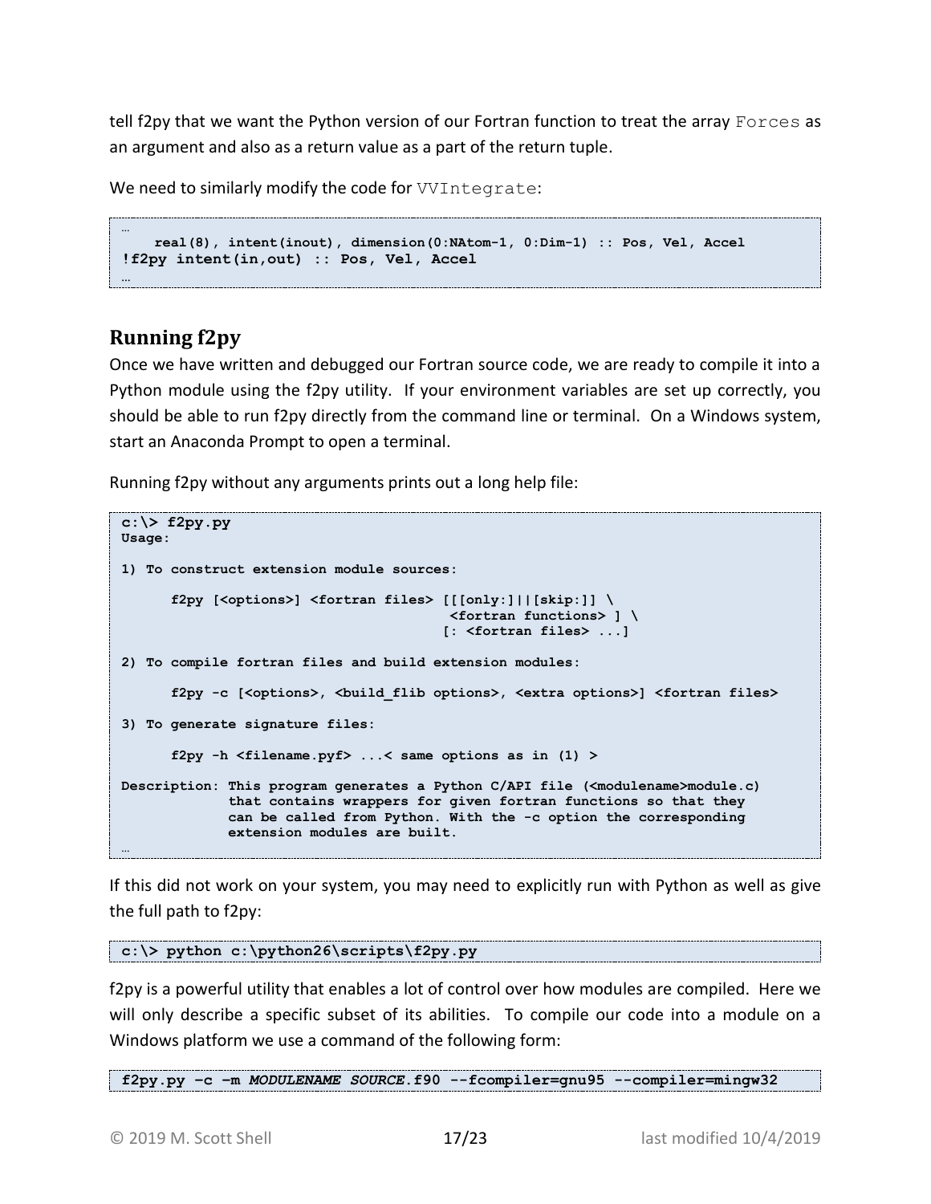tell f2py that we want the Python version of our Fortran function to treat the array `Forces` as an argument and also as a return value as a part of the return tuple.

We need to similarly modify the code for `VVIntegrate`:

```
…
    real(8), intent(inout), dimension(0:NAtom-1, 0:Dim-1) :: Pos, Vel, Accel
!f2py intent(in,out) :: Pos, Vel, Accel
…
```

## Running f2py

Once we have written and debugged our Fortran source code, we are ready to compile it into a Python module using the f2py utility. If your environment variables are set up correctly, you should be able to run f2py directly from the command line or terminal. On a Windows system, start an Anaconda Prompt to open a terminal.

Running f2py without any arguments prints out a long help file:

```
c:\> f2py.py
Usage:

1) To construct extension module sources:

      f2py [<options>] <fortran files> [[[only:]||[skip:]] \
                                        <fortran functions> ] \
                                       [: <fortran files> ...]

2) To compile fortran files and build extension modules:

      f2py -c [<options>, <build_flib options>, <extra options>] <fortran files>

3) To generate signature files:

      f2py -h <filename.pyf> ...< same options as in (1) >

Description: This program generates a Python C/API file (<modulename>module.c)
             that contains wrappers for given fortran functions so that they
             can be called from Python. With the -c option the corresponding
             extension modules are built.
…
```

If this did not work on your system, you may need to explicitly run with Python as well as give the full path to f2py:

```
c:\> python c:\python26\scripts\f2py.py
```

f2py is a powerful utility that enables a lot of control over how modules are compiled. Here we will only describe a specific subset of its abilities. To compile our code into a module on a Windows platform we use a command of the following form:

```
f2py.py –c –m MODULENAME SOURCE.f90 --fcompiler=gnu95 --compiler=mingw32
```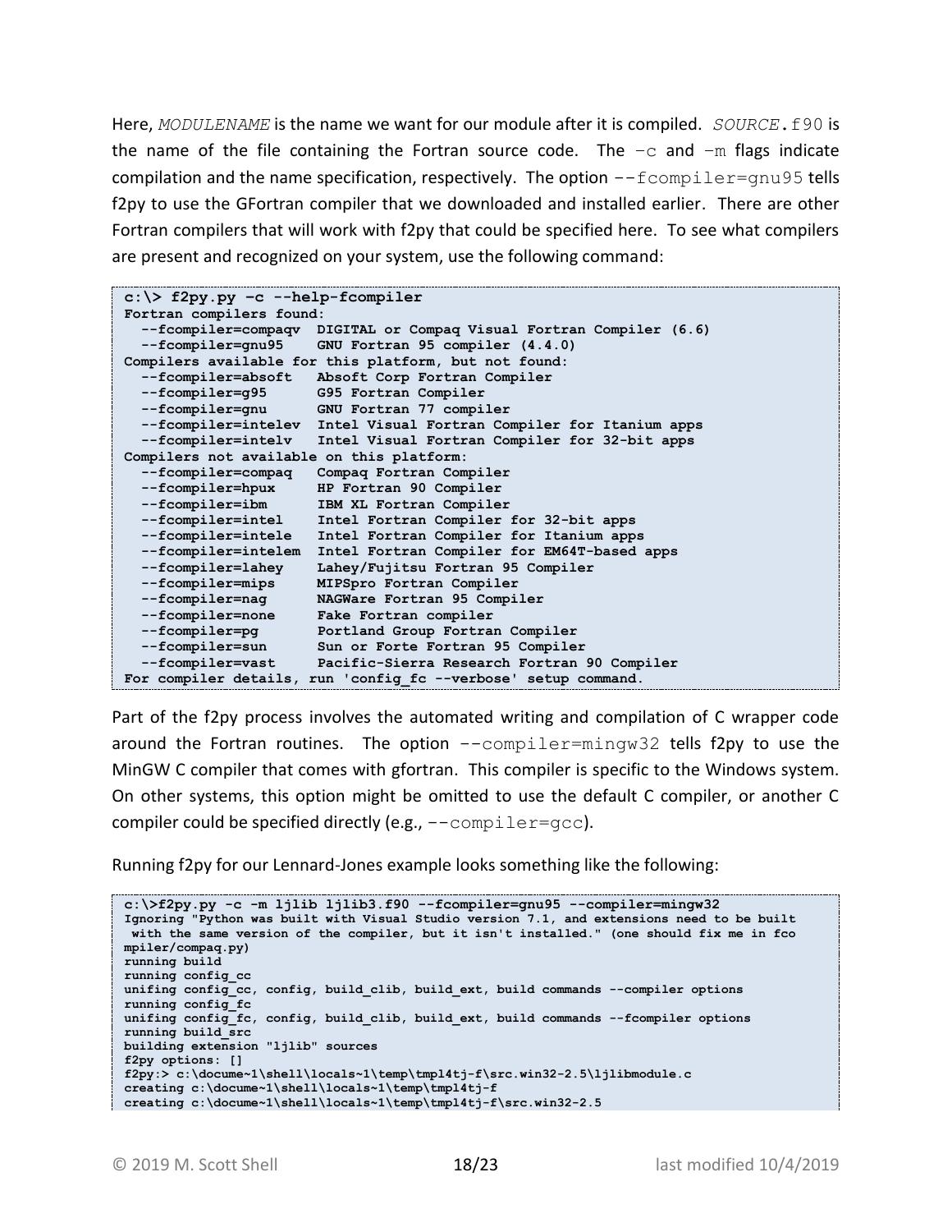Here, *MODULENAME* is the name we want for our module after it is compiled. *SOURCE*.f90 is the name of the file containing the Fortran source code. The -c and -m flags indicate compilation and the name specification, respectively. The option --fcompiler=gnu95 tells f2py to use the GFortran compiler that we downloaded and installed earlier. There are other Fortran compilers that will work with f2py that could be specified here. To see what compilers are present and recognized on your system, use the following command:

```
c:\> f2py.py -c --help-fcompiler
Fortran compilers found:
  --fcompiler=compaqv  DIGITAL or Compaq Visual Fortran Compiler (6.6)
  --fcompiler=gnu95    GNU Fortran 95 compiler (4.4.0)
Compilers available for this platform, but not found:
  --fcompiler=absoft   Absoft Corp Fortran Compiler
  --fcompiler=g95      G95 Fortran Compiler
  --fcompiler=gnu      GNU Fortran 77 compiler
  --fcompiler=intelev  Intel Visual Fortran Compiler for Itanium apps
  --fcompiler=intelv   Intel Visual Fortran Compiler for 32-bit apps
Compilers not available on this platform:
  --fcompiler=compaq   Compaq Fortran Compiler
  --fcompiler=hpux     HP Fortran 90 Compiler
  --fcompiler=ibm      IBM XL Fortran Compiler
  --fcompiler=intel    Intel Fortran Compiler for 32-bit apps
  --fcompiler=intele   Intel Fortran Compiler for Itanium apps
  --fcompiler=intelem  Intel Fortran Compiler for EM64T-based apps
  --fcompiler=lahey    Lahey/Fujitsu Fortran 95 Compiler
  --fcompiler=mips     MIPSpro Fortran Compiler
  --fcompiler=nag      NAGWare Fortran 95 Compiler
  --fcompiler=none     Fake Fortran compiler
  --fcompiler=pg       Portland Group Fortran Compiler
  --fcompiler=sun      Sun or Forte Fortran 95 Compiler
  --fcompiler=vast     Pacific-Sierra Research Fortran 90 Compiler
For compiler details, run 'config_fc --verbose' setup command.
```

Part of the f2py process involves the automated writing and compilation of C wrapper code around the Fortran routines. The option --compiler=mingw32 tells f2py to use the MinGW C compiler that comes with gfortran. This compiler is specific to the Windows system. On other systems, this option might be omitted to use the default C compiler, or another C compiler could be specified directly (e.g., --compiler=gcc).

Running f2py for our Lennard-Jones example looks something like the following:

```
c:\>f2py.py -c -m ljlib ljlib3.f90 --fcompiler=gnu95 --compiler=mingw32
Ignoring "Python was built with Visual Studio version 7.1, and extensions need to be built
 with the same version of the compiler, but it isn't installed." (one should fix me in fco
mpiler/compaq.py)
running build
running config_cc
unifing config_cc, config, build_clib, build_ext, build commands --compiler options
running config_fc
unifing config_fc, config, build_clib, build_ext, build commands --fcompiler options
running build_src
building extension "ljlib" sources
f2py options: []
f2py:> c:\docume~1\shell\locals~1\temp\tmpl4tj-f\src.win32-2.5\ljlibmodule.c
creating c:\docume~1\shell\locals~1\temp\tmpl4tj-f
creating c:\docume~1\shell\locals~1\temp\tmpl4tj-f\src.win32-2.5
```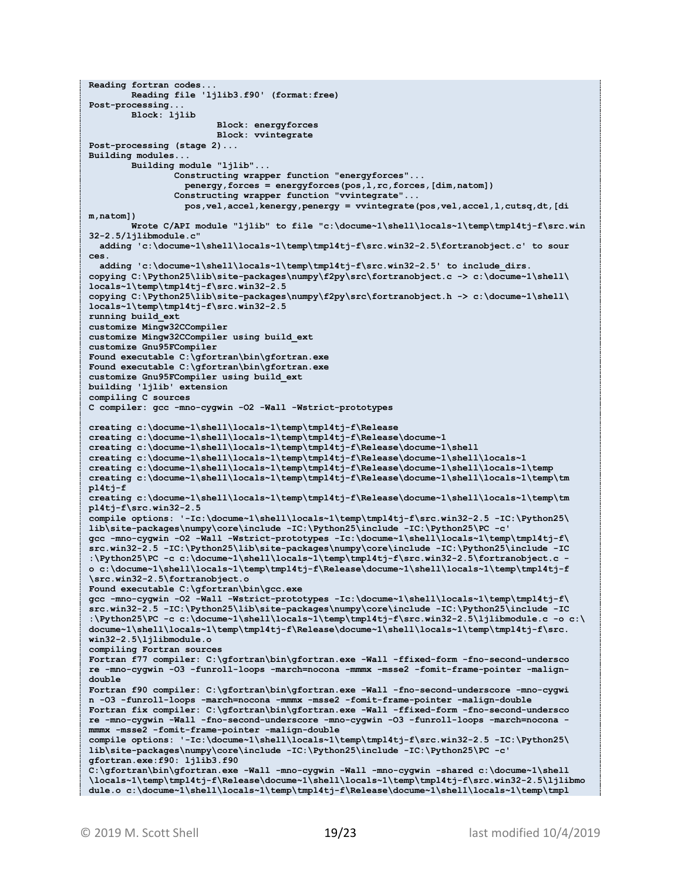```
Reading fortran codes...
        Reading file 'ljlib3.f90' (format:free)
Post-processing...
        Block: ljlib
                        Block: energyforces
                        Block: vvintegrate
Post-processing (stage 2)...
Building modules...
        Building module "ljlib"...
                Constructing wrapper function "energyforces"...
                  penergy,forces = energyforces(pos,l,rc,forces,[dim,natom])
                Constructing wrapper function "vvintegrate"...
                  pos,vel,accel,kenergy,penergy = vvintegrate(pos,vel,accel,l,cutsq,dt,[di
m,natom])
        Wrote C/API module "ljlib" to file "c:\docume~1\shell\locals~1\temp\tmpl4tj-f\src.win
32-2.5/ljlibmodule.c"
  adding 'c:\docume~1\shell\locals~1\temp\tmpl4tj-f\src.win32-2.5\fortranobject.c' to sour
ces.
  adding 'c:\docume~1\shell\locals~1\temp\tmpl4tj-f\src.win32-2.5' to include_dirs.
copying C:\Python25\lib\site-packages\numpy\f2py\src\fortranobject.c -> c:\docume~1\shell\
locals~1\temp\tmpl4tj-f\src.win32-2.5
copying C:\Python25\lib\site-packages\numpy\f2py\src\fortranobject.h -> c:\docume~1\shell\
locals~1\temp\tmpl4tj-f\src.win32-2.5
running build_ext
customize Mingw32CCompiler
customize Mingw32CCompiler using build_ext
customize Gnu95FCompiler
Found executable C:\gfortran\bin\gfortran.exe
Found executable C:\gfortran\bin\gfortran.exe
customize Gnu95FCompiler using build_ext
building 'ljlib' extension
compiling C sources
C compiler: gcc -mno-cygwin -O2 -Wall -Wstrict-prototypes

creating c:\docume~1\shell\locals~1\temp\tmpl4tj-f\Release
creating c:\docume~1\shell\locals~1\temp\tmpl4tj-f\Release\docume~1
creating c:\docume~1\shell\locals~1\temp\tmpl4tj-f\Release\docume~1\shell
creating c:\docume~1\shell\locals~1\temp\tmpl4tj-f\Release\docume~1\shell\locals~1
creating c:\docume~1\shell\locals~1\temp\tmpl4tj-f\Release\docume~1\shell\locals~1\temp
creating c:\docume~1\shell\locals~1\temp\tmpl4tj-f\Release\docume~1\shell\locals~1\temp\tm
pl4tj-f
creating c:\docume~1\shell\locals~1\temp\tmpl4tj-f\Release\docume~1\shell\locals~1\temp\tm
pl4tj-f\src.win32-2.5
compile options: '-Ic:\docume~1\shell\locals~1\temp\tmpl4tj-f\src.win32-2.5 -IC:\Python25\
lib\site-packages\numpy\core\include -IC:\Python25\include -IC:\Python25\PC -c'
gcc -mno-cygwin -O2 -Wall -Wstrict-prototypes -Ic:\docume~1\shell\locals~1\temp\tmpl4tj-f\
src.win32-2.5 -IC:\Python25\lib\site-packages\numpy\core\include -IC:\Python25\include -IC
:\Python25\PC -c c:\docume~1\shell\locals~1\temp\tmpl4tj-f\src.win32-2.5\fortranobject.c -
o c:\docume~1\shell\locals~1\temp\tmpl4tj-f\Release\docume~1\shell\locals~1\temp\tmpl4tj-f
\src.win32-2.5\fortranobject.o
Found executable C:\gfortran\bin\gcc.exe
gcc -mno-cygwin -O2 -Wall -Wstrict-prototypes -Ic:\docume~1\shell\locals~1\temp\tmpl4tj-f\
src.win32-2.5 -IC:\Python25\lib\site-packages\numpy\core\include -IC:\Python25\include -IC
:\Python25\PC -c c:\docume~1\shell\locals~1\temp\tmpl4tj-f\src.win32-2.5\ljlibmodule.c -o c:\
docume~1\shell\locals~1\temp\tmpl4tj-f\Release\docume~1\shell\locals~1\temp\tmpl4tj-f\src.
win32-2.5\ljlibmodule.o
compiling Fortran sources
Fortran f77 compiler: C:\gfortran\bin\gfortran.exe -Wall -ffixed-form -fno-second-undersco
re -mno-cygwin -O3 -funroll-loops -march=nocona -mmmx -msse2 -fomit-frame-pointer -malign-
double
Fortran f90 compiler: C:\gfortran\bin\gfortran.exe -Wall -fno-second-underscore -mno-cygwi
n -O3 -funroll-loops -march=nocona -mmmx -msse2 -fomit-frame-pointer -malign-double
Fortran fix compiler: C:\gfortran\bin\gfortran.exe -Wall -ffixed-form -fno-second-undersco
re -mno-cygwin -Wall -fno-second-underscore -mno-cygwin -O3 -funroll-loops -march=nocona -
mmmx -msse2 -fomit-frame-pointer -malign-double
compile options: '-Ic:\docume~1\shell\locals~1\temp\tmpl4tj-f\src.win32-2.5 -IC:\Python25\
lib\site-packages\numpy\core\include -IC:\Python25\include -IC:\Python25\PC -c'
gfortran.exe:f90: ljlib3.f90
C:\gfortran\bin\gfortran.exe -Wall -mno-cygwin -Wall -mno-cygwin -shared c:\docume~1\shell
\locals~1\temp\tmpl4tj-f\Release\docume~1\shell\locals~1\temp\tmpl4tj-f\src.win32-2.5\ljlibmo
dule.o c:\docume~1\shell\locals~1\temp\tmpl4tj-f\Release\docume~1\shell\locals~1\temp\tmpl
```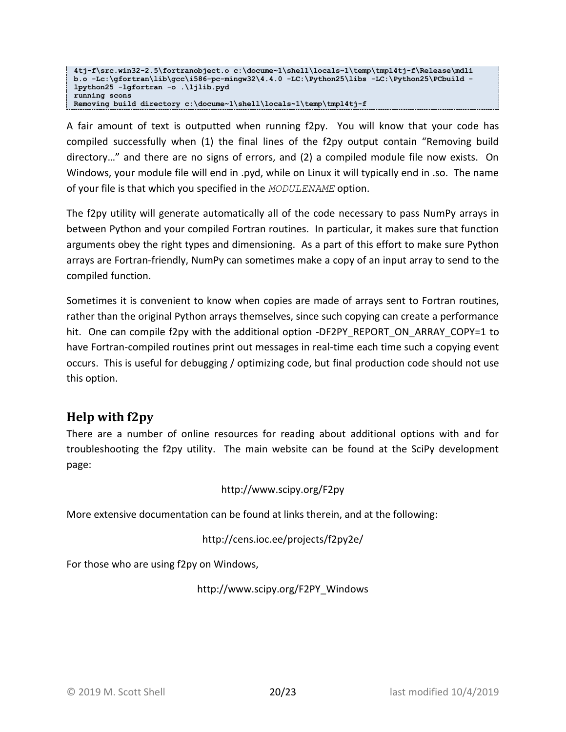```
4tj-f\src.win32-2.5\fortranobject.o c:\docume~1\shell\locals~1\temp\tmpl4tj-f\Release\mdli
b.o -Lc:\gfortran\lib\gcc\i586-pc-mingw32\4.4.0 -LC:\Python25\libs -LC:\Python25\PCbuild -
lpython25 -lgfortran -o .\ljlib.pyd
running scons
Removing build directory c:\docume~1\shell\locals~1\temp\tmpl4tj-f
```

A fair amount of text is outputted when running f2py. You will know that your code has compiled successfully when (1) the final lines of the f2py output contain "Removing build directory…" and there are no signs of errors, and (2) a compiled module file now exists. On Windows, your module file will end in .pyd, while on Linux it will typically end in .so. The name of your file is that which you specified in the *MODULENAME* option.

The f2py utility will generate automatically all of the code necessary to pass NumPy arrays in between Python and your compiled Fortran routines. In particular, it makes sure that function arguments obey the right types and dimensioning. As a part of this effort to make sure Python arrays are Fortran-friendly, NumPy can sometimes make a copy of an input array to send to the compiled function.

Sometimes it is convenient to know when copies are made of arrays sent to Fortran routines, rather than the original Python arrays themselves, since such copying can create a performance hit. One can compile f2py with the additional option -DF2PY_REPORT_ON_ARRAY_COPY=1 to have Fortran-compiled routines print out messages in real-time each time such a copying event occurs. This is useful for debugging / optimizing code, but final production code should not use this option.

## Help with f2py

There are a number of online resources for reading about additional options with and for troubleshooting the f2py utility. The main website can be found at the SciPy development page:

http://www.scipy.org/F2py

More extensive documentation can be found at links therein, and at the following:

http://cens.ioc.ee/projects/f2py2e/

For those who are using f2py on Windows,

http://www.scipy.org/F2PY_Windows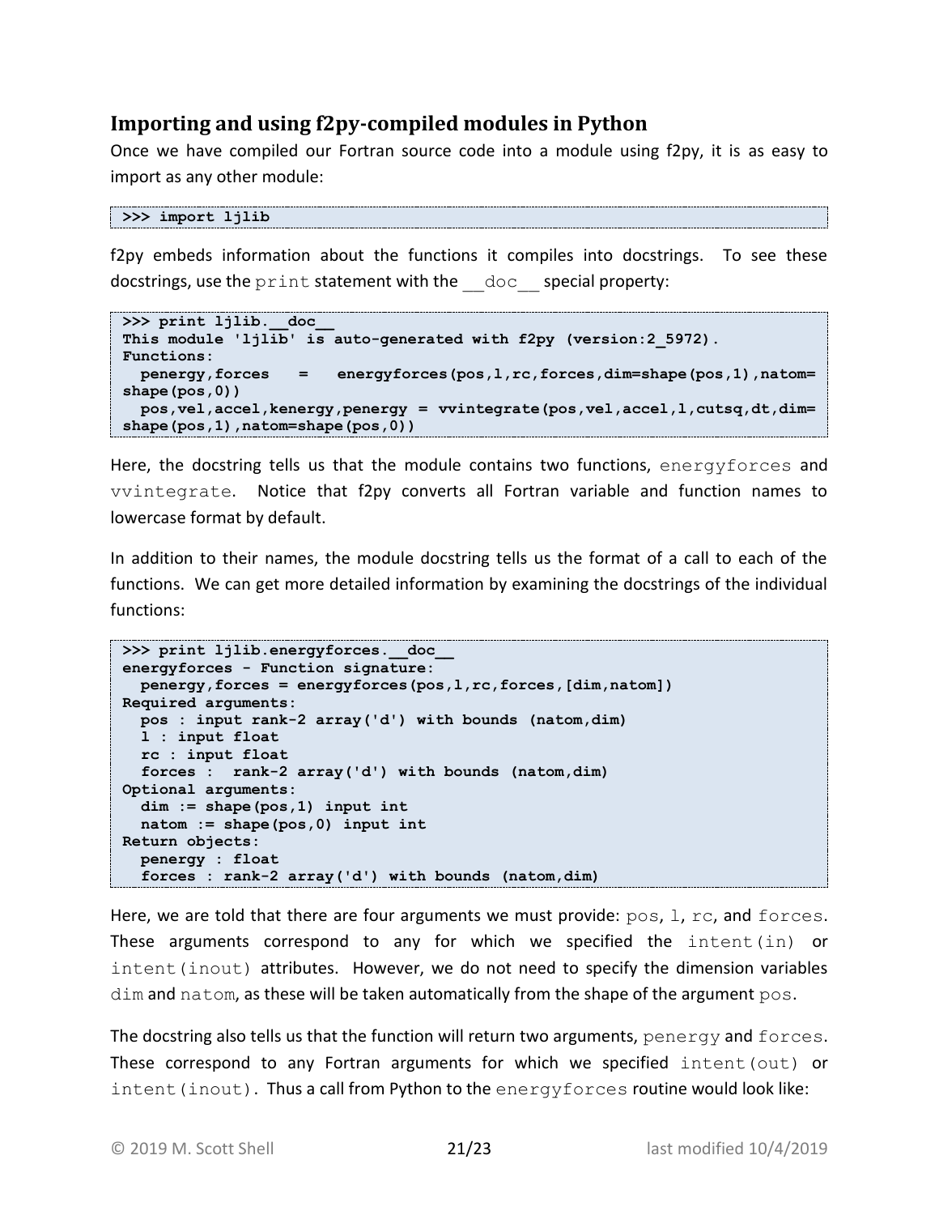## Importing and using f2py-compiled modules in Python

Once we have compiled our Fortran source code into a module using f2py, it is as easy to import as any other module:

```
>>> import ljlib
```

f2py embeds information about the functions it compiles into docstrings. To see these docstrings, use the `print` statement with the `__doc__` special property:

```
>>> print ljlib.__doc__
This module 'ljlib' is auto-generated with f2py (version:2_5972).
Functions:
  penergy,forces   =   energyforces(pos,l,rc,forces,dim=shape(pos,1),natom=
shape(pos,0))
  pos,vel,accel,kenergy,penergy = vvintegrate(pos,vel,accel,l,cutsq,dt,dim=
shape(pos,1),natom=shape(pos,0))
```

Here, the docstring tells us that the module contains two functions, `energyforces` and `vvintegrate`. Notice that f2py converts all Fortran variable and function names to lowercase format by default.

In addition to their names, the module docstring tells us the format of a call to each of the functions. We can get more detailed information by examining the docstrings of the individual functions:

```
>>> print ljlib.energyforces.__doc__
energyforces - Function signature:
  penergy,forces = energyforces(pos,l,rc,forces,[dim,natom])
Required arguments:
  pos : input rank-2 array('d') with bounds (natom,dim)
  l : input float
  rc : input float
  forces :  rank-2 array('d') with bounds (natom,dim)
Optional arguments:
  dim := shape(pos,1) input int
  natom := shape(pos,0) input int
Return objects:
  penergy : float
  forces : rank-2 array('d') with bounds (natom,dim)
```

Here, we are told that there are four arguments we must provide: `pos`, `l`, `rc`, and `forces`. These arguments correspond to any for which we specified the `intent(in)` or `intent(inout)` attributes. However, we do not need to specify the dimension variables `dim` and `natom`, as these will be taken automatically from the shape of the argument `pos`.

The docstring also tells us that the function will return two arguments, `penergy` and `forces`. These correspond to any Fortran arguments for which we specified `intent(out)` or `intent(inout)`. Thus a call from Python to the `energyforces` routine would look like: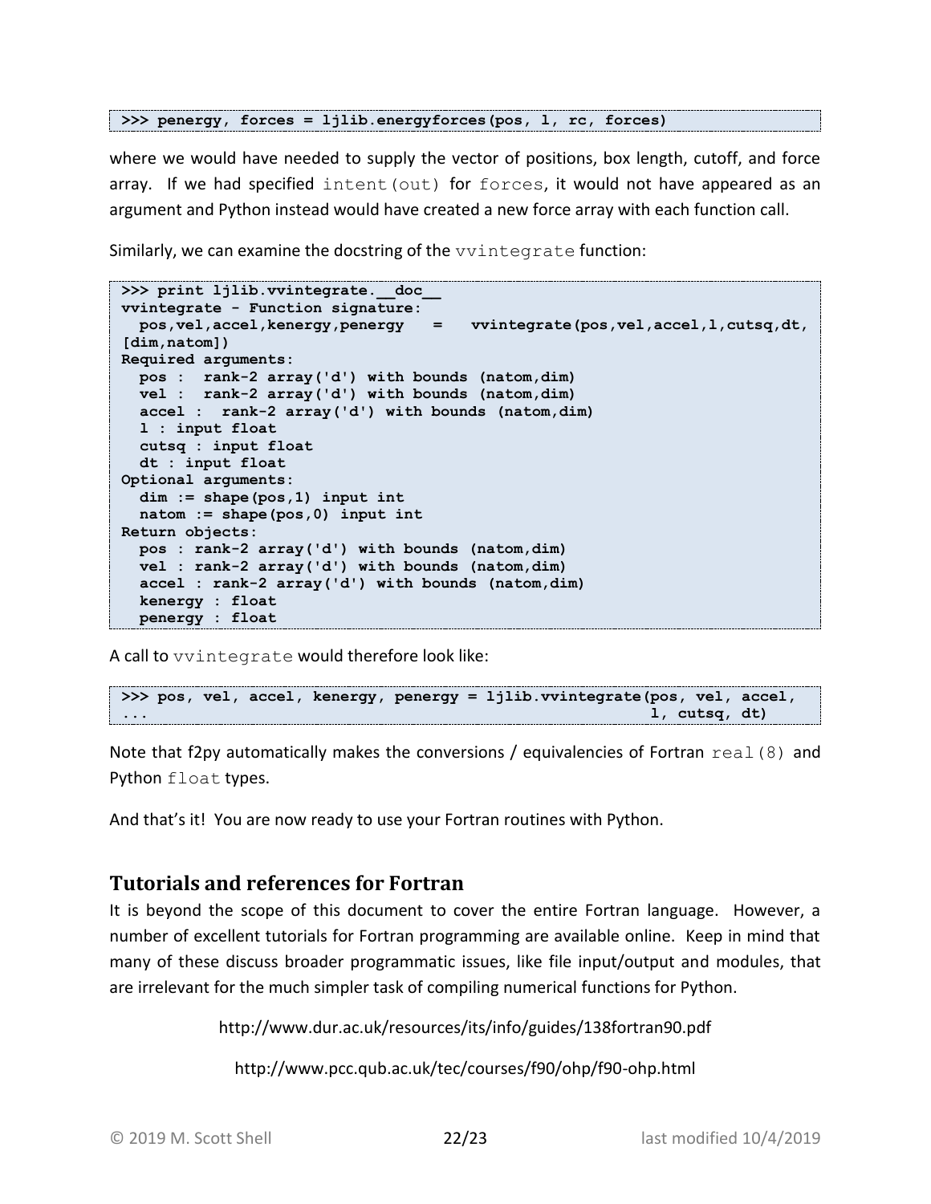```
>>> penergy, forces = ljlib.energyforces(pos, l, rc, forces)
```

where we would have needed to supply the vector of positions, box length, cutoff, and force array. If we had specified `intent(out)` for `forces`, it would not have appeared as an argument and Python instead would have created a new force array with each function call.

Similarly, we can examine the docstring of the `vvintegrate` function:

```
>>> print ljlib.vvintegrate.__doc__
vvintegrate - Function signature:
  pos,vel,accel,kenergy,penergy   =   vvintegrate(pos,vel,accel,l,cutsq,dt,
[dim,natom])
Required arguments:
  pos :  rank-2 array('d') with bounds (natom,dim)
  vel :  rank-2 array('d') with bounds (natom,dim)
  accel :  rank-2 array('d') with bounds (natom,dim)
  l : input float
  cutsq : input float
  dt : input float
Optional arguments:
  dim := shape(pos,1) input int
  natom := shape(pos,0) input int
Return objects:
  pos : rank-2 array('d') with bounds (natom,dim)
  vel : rank-2 array('d') with bounds (natom,dim)
  accel : rank-2 array('d') with bounds (natom,dim)
  kenergy : float
  penergy : float
```

A call to `vvintegrate` would therefore look like:

```
>>> pos, vel, accel, kenergy, penergy = ljlib.vvintegrate(pos, vel, accel,
...                                                       l, cutsq, dt)
```

Note that f2py automatically makes the conversions / equivalencies of Fortran `real(8)` and Python `float` types.

And that's it! You are now ready to use your Fortran routines with Python.

## Tutorials and references for Fortran

It is beyond the scope of this document to cover the entire Fortran language. However, a number of excellent tutorials for Fortran programming are available online. Keep in mind that many of these discuss broader programmatic issues, like file input/output and modules, that are irrelevant for the much simpler task of compiling numerical functions for Python.

http://www.dur.ac.uk/resources/its/info/guides/138fortran90.pdf

http://www.pcc.qub.ac.uk/tec/courses/f90/ohp/f90-ohp.html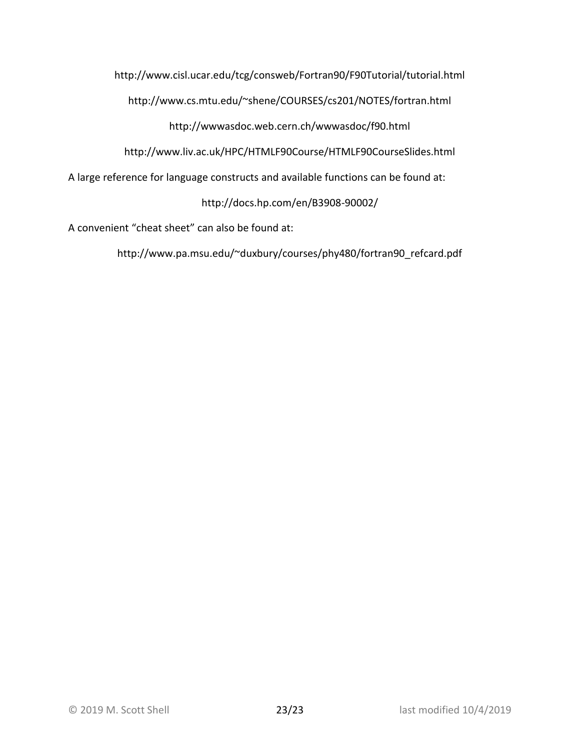http://www.cisl.ucar.edu/tcg/consweb/Fortran90/F90Tutorial/tutorial.html

http://www.cs.mtu.edu/~shene/COURSES/cs201/NOTES/fortran.html

http://wwwasdoc.web.cern.ch/wwwasdoc/f90.html

http://www.liv.ac.uk/HPC/HTMLF90Course/HTMLF90CourseSlides.html

A large reference for language constructs and available functions can be found at:

http://docs.hp.com/en/B3908-90002/

A convenient "cheat sheet" can also be found at:

http://www.pa.msu.edu/~duxbury/courses/phy480/fortran90_refcard.pdf